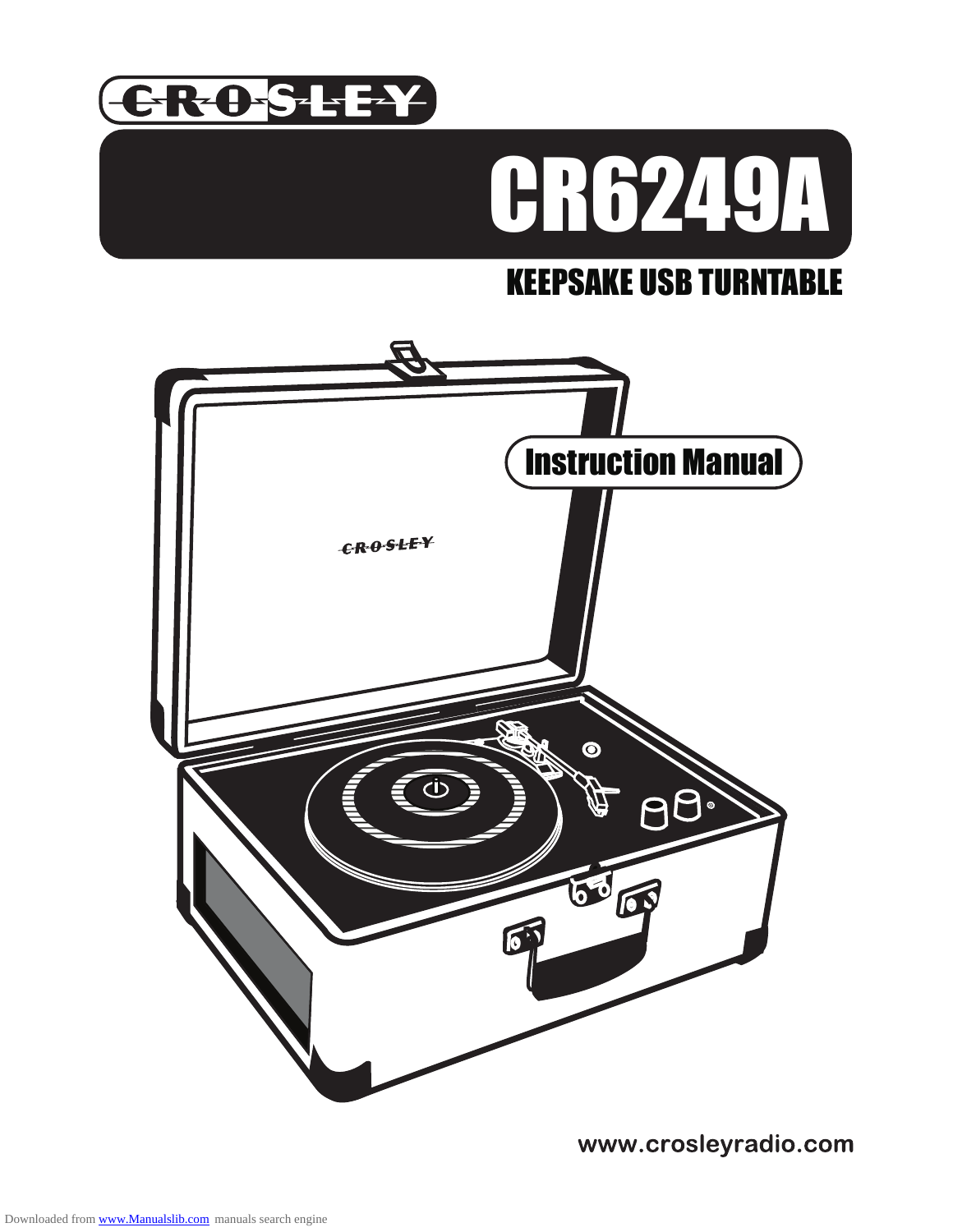# CROSLEY

# CR6249A

## KEEPSAKE USB TURNTABLE

## Instruction Manual

www.crosleyradio.com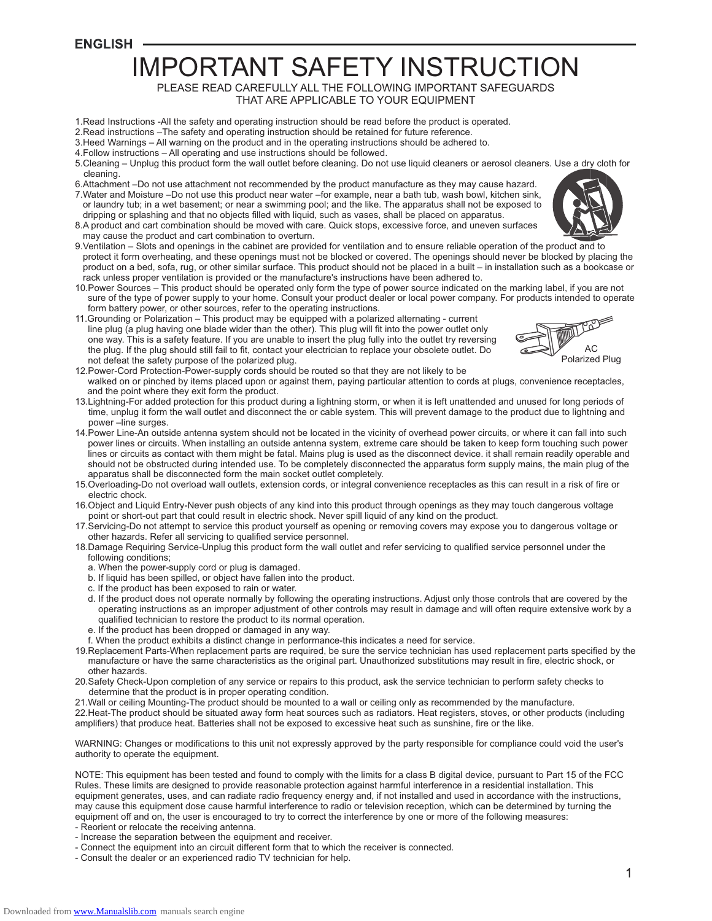ENGLISH

# IMPORTANT SAFETY INSTRUCTION

PLEASE READ CAREFULLY ALL THE FOLLOWING IMPORTANT SAFEGUARDS
THAT ARE APPLICABLE TO YOUR EQUIPMENT

1.Read Instructions -All the safety and operating instruction should be read before the product is operated.
2.Read instructions –The safety and operating instruction should be retained for future reference.
3.Heed Warnings – All warning on the product and in the operating instructions should be adhered to.
4.Follow instructions – All operating and use instructions should be followed.
5.Cleaning – Unplug this product form the wall outlet before cleaning. Do not use liquid cleaners or aerosol cleaners. Use a dry cloth for cleaning.
6.Attachment –Do not use attachment not recommended by the product manufacture as they may cause hazard.
7.Water and Moisture –Do not use this product near water –for example, near a bath tub, wash bowl, kitchen sink, or laundry tub; in a wet basement; or near a swimming pool; and the like. The apparatus shall not be exposed to dripping or splashing and that no objects filled with liquid, such as vases, shall be placed on apparatus.
8.A product and cart combination should be moved with care. Quick stops, excessive force, and uneven surfaces may cause the product and cart combination to overturn.
9.Ventilation – Slots and openings in the cabinet are provided for ventilation and to ensure reliable operation of the product and to protect it form overheating, and these openings must not be blocked or covered. The openings should never be blocked by placing the product on a bed, sofa, rug, or other similar surface. This product should not be placed in a built – in installation such as a bookcase or rack unless proper ventilation is provided or the manufacture's instructions have been adhered to.
10.Power Sources – This product should be operated only form the type of power source indicated on the marking label, if you are not sure of the type of power supply to your home. Consult your product dealer or local power company. For products intended to operate form battery power, or other sources, refer to the operating instructions.
11.Grounding or Polarization – This product may be equipped with a polarized alternating - current line plug (a plug having one blade wider than the other). This plug will fit into the power outlet only one way. This is a safety feature. If you are unable to insert the plug fully into the outlet try reversing the plug. If the plug should still fail to fit, contact your electrician to replace your obsolete outlet. Do not defeat the safety purpose of the polarized plug.

AC
Polarized Plug

12.Power-Cord Protection-Power-supply cords should be routed so that they are not likely to be walked on or pinched by items placed upon or against them, paying particular attention to cords at plugs, convenience receptacles, and the point where they exit form the product.
13.Lightning-For added protection for this product during a lightning storm, or when it is left unattended and unused for long periods of time, unplug it form the wall outlet and disconnect the or cable system. This will prevent damage to the product due to lightning and power –line surges.
14.Power Line-An outside antenna system should not be located in the vicinity of overhead power circuits, or where it can fall into such power lines or circuits. When installing an outside antenna system, extreme care should be taken to keep form touching such power lines or circuits as contact with them might be fatal. Mains plug is used as the disconnect device. it shall remain readily operable and should not be obstructed during intended use. To be completely disconnected the apparatus form supply mains, the main plug of the apparatus shall be disconnected form the main socket outlet completely.
15.Overloading-Do not overload wall outlets, extension cords, or integral convenience receptacles as this can result in a risk of fire or electric chock.
16.Object and Liquid Entry-Never push objects of any kind into this product through openings as they may touch dangerous voltage point or short-out part that could result in electric shock. Never spill liquid of any kind on the product.
17.Servicing-Do not attempt to service this product yourself as opening or removing covers may expose you to dangerous voltage or other hazards. Refer all servicing to qualified service personnel.
18.Damage Requiring Service-Unplug this product form the wall outlet and refer servicing to qualified service personnel under the following conditions;
   a. When the power-supply cord or plug is damaged.
   b. If liquid has been spilled, or object have fallen into the product.
   c. If the product has been exposed to rain or water.
   d. If the product does not operate normally by following the operating instructions. Adjust only those controls that are covered by the operating instructions as an improper adjustment of other controls may result in damage and will often require extensive work by a qualified technician to restore the product to its normal operation.
   e. If the product has been dropped or damaged in any way.
   f. When the product exhibits a distinct change in performance-this indicates a need for service.
19.Replacement Parts-When replacement parts are required, be sure the service technician has used replacement parts specified by the manufacture or have the same characteristics as the original part. Unauthorized substitutions may result in fire, electric shock, or other hazards.
20.Safety Check-Upon completion of any service or repairs to this product, ask the service technician to perform safety checks to determine that the product is in proper operating condition.
21.Wall or ceiling Mounting-The product should be mounted to a wall or ceiling only as recommended by the manufacture.
22.Heat-The product should be situated away form heat sources such as radiators. Heat registers, stoves, or other products (including amplifiers) that produce heat. Batteries shall not be exposed to excessive heat such as sunshine, fire or the like.

WARNING: Changes or modifications to this unit not expressly approved by the party responsible for compliance could void the user's authority to operate the equipment.

NOTE: This equipment has been tested and found to comply with the limits for a class B digital device, pursuant to Part 15 of the FCC Rules. These limits are designed to provide reasonable protection against harmful interference in a residential installation. This equipment generates, uses, and can radiate radio frequency energy and, if not installed and used in accordance with the instructions, may cause this equipment dose cause harmful interference to radio or television reception, which can be determined by turning the equipment off and on, the user is encouraged to try to correct the interference by one or more of the following measures:
- Reorient or relocate the receiving antenna.
- Increase the separation between the equipment and receiver.
- Connect the equipment into an circuit different form that to which the receiver is connected.
- Consult the dealer or an experienced radio TV technician for help.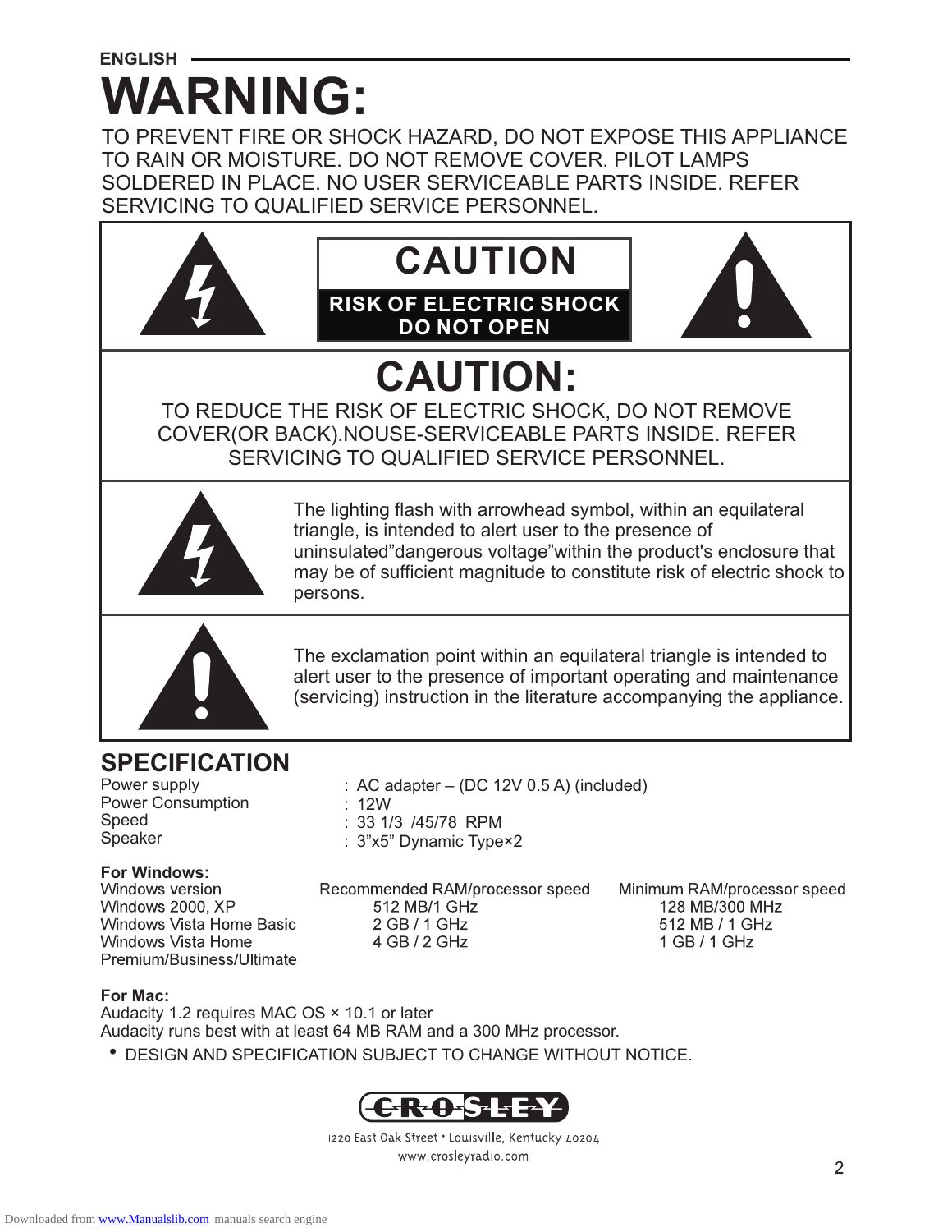ENGLISH

# WARNING:

TO PREVENT FIRE OR SHOCK HAZARD, DO NOT EXPOSE THIS APPLIANCE TO RAIN OR MOISTURE. DO NOT REMOVE COVER. PILOT LAMPS SOLDERED IN PLACE. NO USER SERVICEABLE PARTS INSIDE. REFER SERVICING TO QUALIFIED SERVICE PERSONNEL.

**CAUTION**

**RISK OF ELECTRIC SHOCK DO NOT OPEN**

## CAUTION:

TO REDUCE THE RISK OF ELECTRIC SHOCK, DO NOT REMOVE COVER(OR BACK).NOUSE-SERVICEABLE PARTS INSIDE. REFER SERVICING TO QUALIFIED SERVICE PERSONNEL.

The lighting flash with arrowhead symbol, within an equilateral triangle, is intended to alert user to the presence of uninsulated"dangerous voltage"within the product's enclosure that may be of sufficient magnitude to constitute risk of electric shock to persons.

The exclamation point within an equilateral triangle is intended to alert user to the presence of important operating and maintenance (servicing) instruction in the literature accompanying the appliance.

## SPECIFICATION

| | |
|---|---|
| Power supply | : AC adapter – (DC 12V 0.5 A) (included) |
| Power Consumption | : 12W |
| Speed | : 33 1/3 /45/78 RPM |
| Speaker | : 3"x5" Dynamic Type×2 |

**For Windows:**

| Windows version | Recommended RAM/processor speed | Minimum RAM/processor speed |
|---|---|---|
| Windows 2000, XP | 512 MB/1 GHz | 128 MB/300 MHz |
| Windows Vista Home Basic | 2 GB / 1 GHz | 512 MB / 1 GHz |
| Windows Vista Home Premium/Business/Ultimate | 4 GB / 2 GHz | 1 GB / 1 GHz |

**For Mac:**

Audacity 1.2 requires MAC OS × 10.1 or later
Audacity runs best with at least 64 MB RAM and a 300 MHz processor.

- DESIGN AND SPECIFICATION SUBJECT TO CHANGE WITHOUT NOTICE.

CROSLEY

1220 East Oak Street • Louisville, Kentucky 40204
www.crosleyradio.com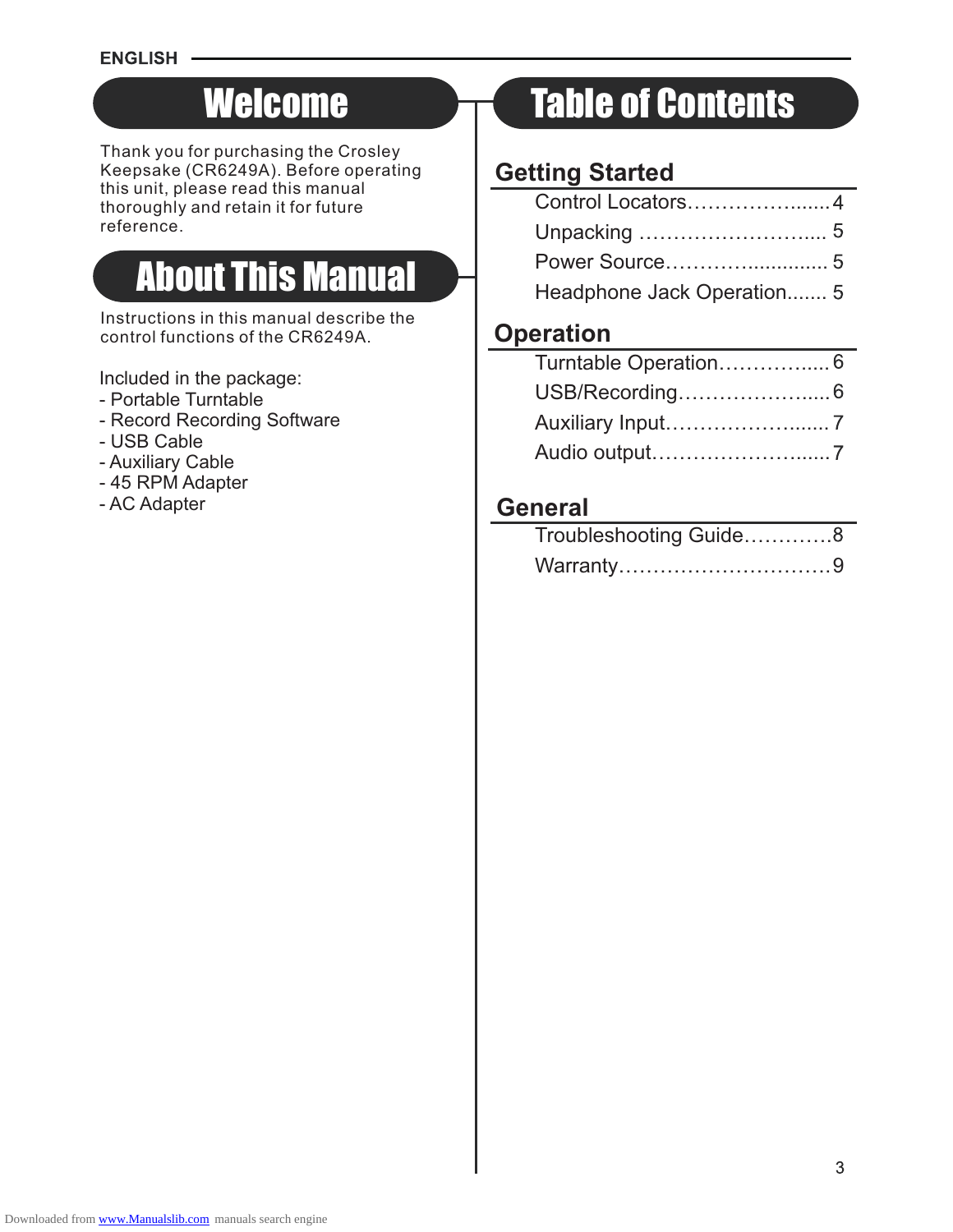ENGLISH

# Welcome

Thank you for purchasing the Crosley Keepsake (CR6249A). Before operating this unit, please read this manual thoroughly and retain it for future reference.

# About This Manual

Instructions in this manual describe the control functions of the CR6249A.

Included in the package:
- Portable Turntable
- Record Recording Software
- USB Cable
- Auxiliary Cable
- 45 RPM Adapter
- AC Adapter

# Table of Contents

## Getting Started

Control Locators………………........4
Unpacking ……………………….... 5
Power Source………….............. 5
Headphone Jack Operation....... 5

## Operation

Turntable Operation……………..... 6
USB/Recording………………….... 6
Auxiliary Input…………………....... 7
Audio output…………………….......7

## General

Troubleshooting Guide………….8
Warranty………………………….9

Downloaded from www.Manualslib.com manuals search engine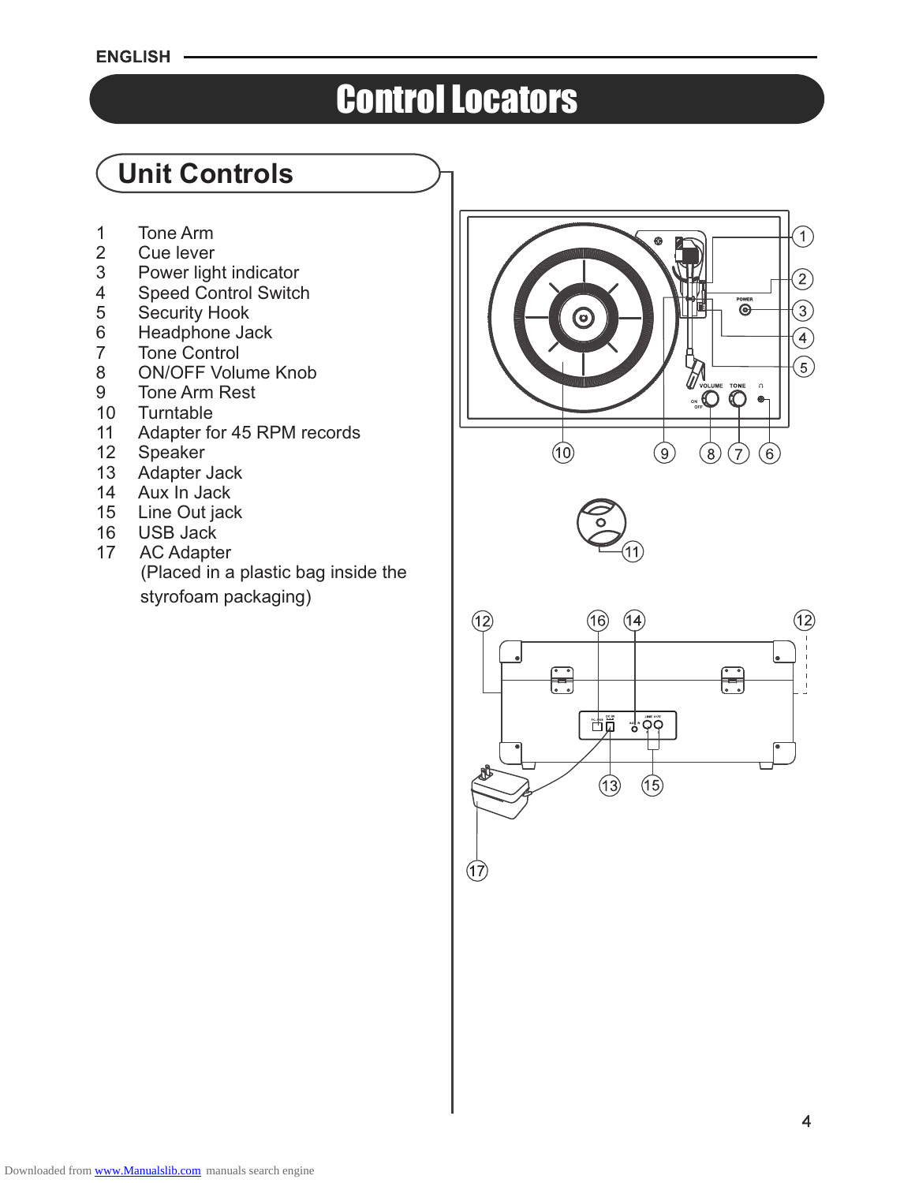# Control Locators

## Unit Controls

1. Tone Arm
2. Cue lever
3. Power light indicator
4. Speed Control Switch
5. Security Hook
6. Headphone Jack
7. Tone Control
8. ON/OFF Volume Knob
9. Tone Arm Rest
10. Turntable
11. Adapter for 45 RPM records
12. Speaker
13. Adapter Jack
14. Aux In Jack
15. Line Out jack
16. USB Jack
17. AC Adapter
    (Placed in a plastic bag inside the styrofoam packaging)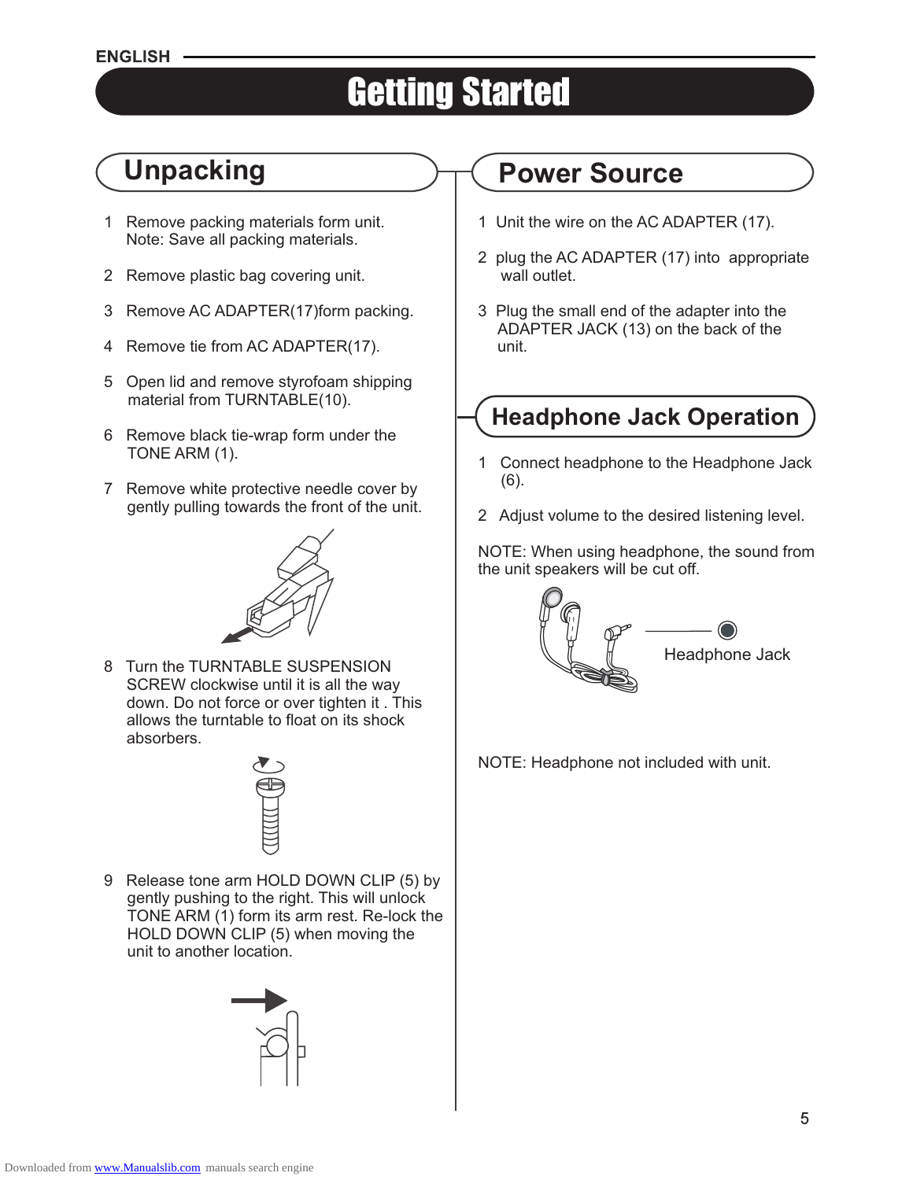ENGLISH

# Getting Started

## Unpacking

1. Remove packing materials form unit.
   Note: Save all packing materials.
2. Remove plastic bag covering unit.
3. Remove AC ADAPTER(17)form packing.
4. Remove tie from AC ADAPTER(17).
5. Open lid and remove styrofoam shipping material from TURNTABLE(10).
6. Remove black tie-wrap form under the TONE ARM (1).
7. Remove white protective needle cover by gently pulling towards the front of the unit.
8. Turn the TURNTABLE SUSPENSION SCREW clockwise until it is all the way down. Do not force or over tighten it . This allows the turntable to float on its shock absorbers.
9. Release tone arm HOLD DOWN CLIP (5) by gently pushing to the right. This will unlock TONE ARM (1) form its arm rest. Re-lock the HOLD DOWN CLIP (5) when moving the unit to another location.

## Power Source

1. Unit the wire on the AC ADAPTER (17).
2. plug the AC ADAPTER (17) into appropriate wall outlet.
3. Plug the small end of the adapter into the ADAPTER JACK (13) on the back of the unit.

## Headphone Jack Operation

1. Connect headphone to the Headphone Jack (6).
2. Adjust volume to the desired listening level.

NOTE: When using headphone, the sound from the unit speakers will be cut off.

Headphone Jack

NOTE: Headphone not included with unit.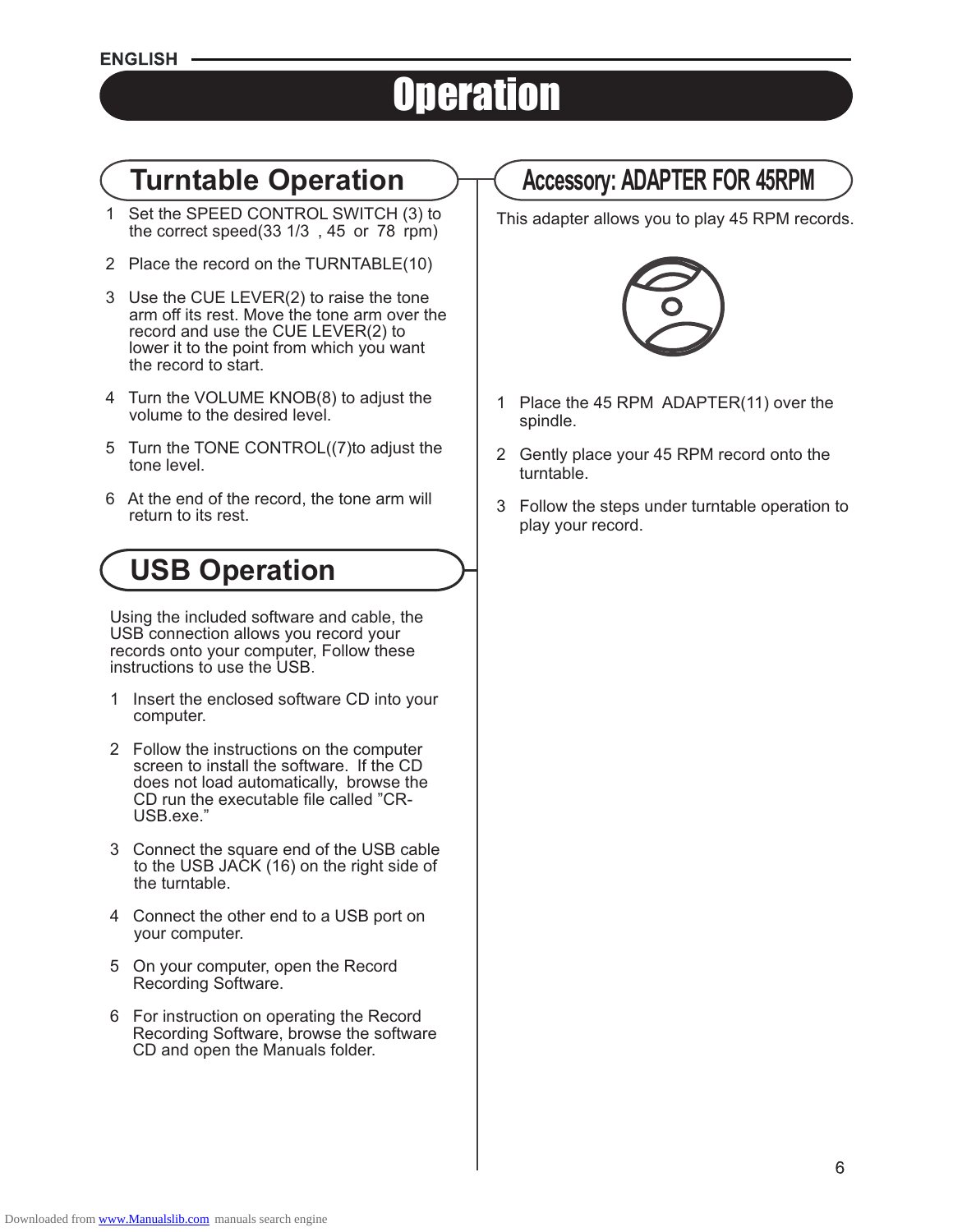ENGLISH

# Operation

## Turntable Operation

1. Set the SPEED CONTROL SWITCH (3) to the correct speed(33 1/3 , 45 or 78 rpm)

2. Place the record on the TURNTABLE(10)

3. Use the CUE LEVER(2) to raise the tone arm off its rest. Move the tone arm over the record and use the CUE LEVER(2) to lower it to the point from which you want the record to start.

4. Turn the VOLUME KNOB(8) to adjust the volume to the desired level.

5. Turn the TONE CONTROL((7)to adjust the tone level.

6. At the end of the record, the tone arm will return to its rest.

## USB Operation

Using the included software and cable, the USB connection allows you record your records onto your computer, Follow these instructions to use the USB.

1. Insert the enclosed software CD into your computer.

2. Follow the instructions on the computer screen to install the software. If the CD does not load automatically, browse the CD run the executable file called "CR-USB.exe."

3. Connect the square end of the USB cable to the USB JACK (16) on the right side of the turntable.

4. Connect the other end to a USB port on your computer.

5. On your computer, open the Record Recording Software.

6. For instruction on operating the Record Recording Software, browse the software CD and open the Manuals folder.

## Accessory: ADAPTER FOR 45RPM

This adapter allows you to play 45 RPM records.

1. Place the 45 RPM ADAPTER(11) over the spindle.

2. Gently place your 45 RPM record onto the turntable.

3. Follow the steps under turntable operation to play your record.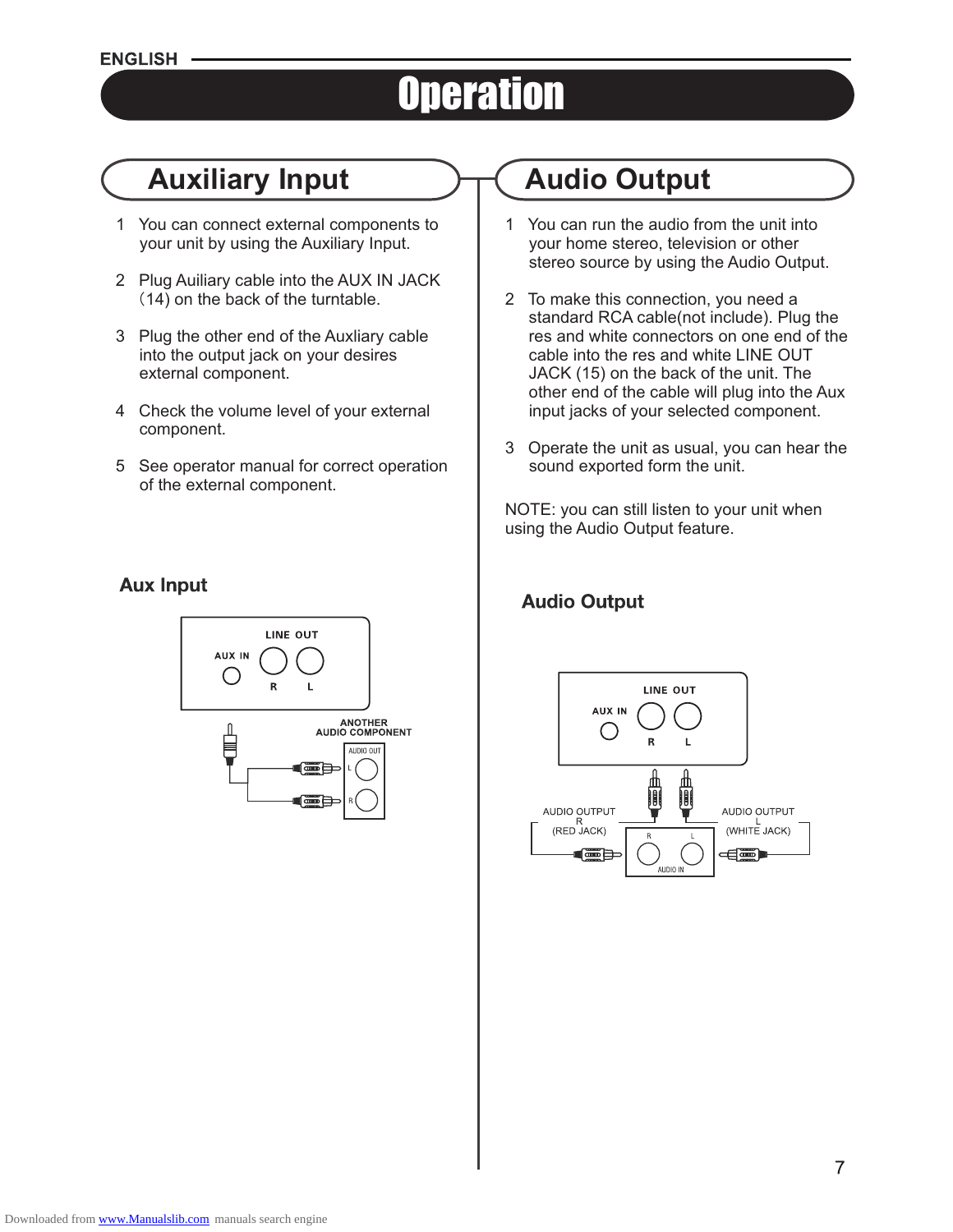# Operation

## Auxiliary Input

1. You can connect external components to your unit by using the Auxiliary Input.
2. Plug Auiliary cable into the AUX IN JACK (14) on the back of the turntable.
3. Plug the other end of the Auxliary cable into the output jack on your desires external component.
4. Check the volume level of your external component.
5. See operator manual for correct operation of the external component.

### Aux Input

LINE OUT

AUX IN

R L

ANOTHER AUDIO COMPONENT

AUDIO OUT

L

R

## Audio Output

1. You can run the audio from the unit into your home stereo, television or other stereo source by using the Audio Output.
2. To make this connection, you need a standard RCA cable(not include). Plug the res and white connectors on one end of the cable into the res and white LINE OUT JACK (15) on the back of the unit. The other end of the cable will plug into the Aux input jacks of your selected component.
3. Operate the unit as usual, you can hear the sound exported form the unit.

NOTE: you can still listen to your unit when using the Audio Output feature.

### Audio Output

LINE OUT

AUX IN

R L

AUDIO OUTPUT R (RED JACK)

AUDIO OUTPUT L (WHITE JACK)

R L

AUDIO IN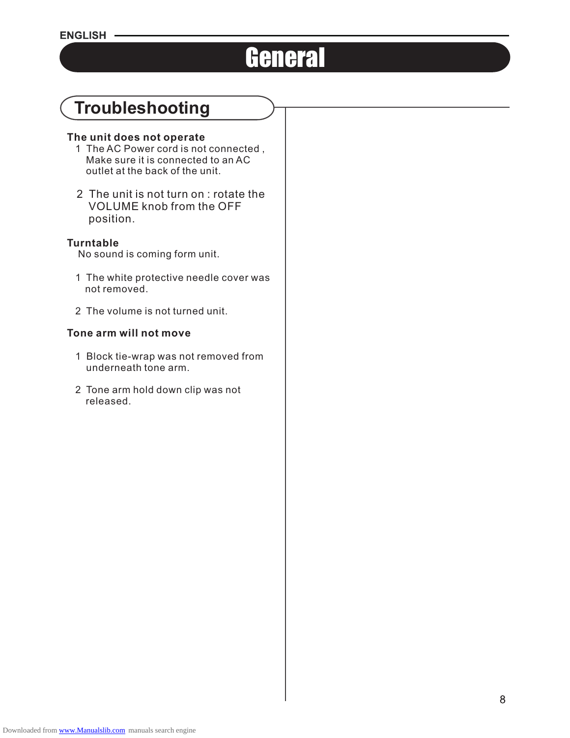# General

## Troubleshooting

**The unit does not operate**

1 The AC Power cord is not connected , Make sure it is connected to an AC outlet at the back of the unit.

2 The unit is not turn on : rotate the VOLUME knob from the OFF position.

**Turntable**

No sound is coming form unit.

1 The white protective needle cover was not removed.

2 The volume is not turned unit.

**Tone arm will not move**

1 Block tie-wrap was not removed from underneath tone arm.

2 Tone arm hold down clip was not released.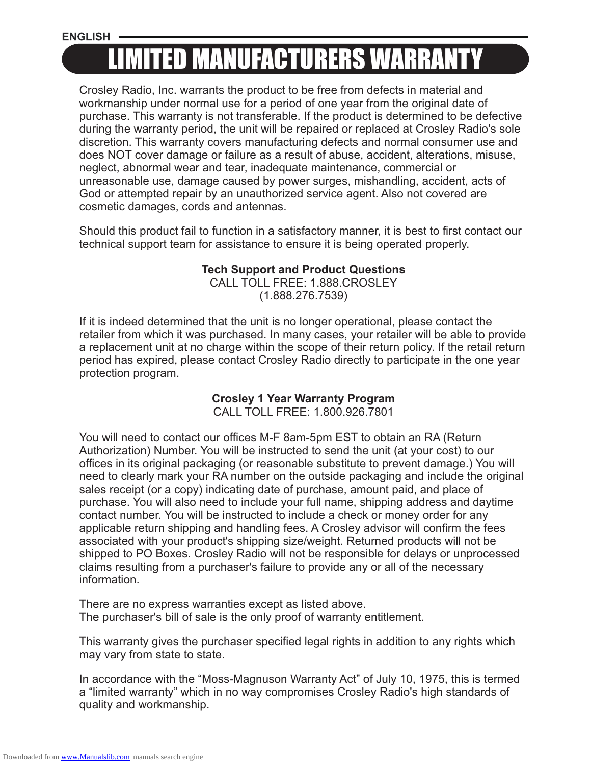ENGLISH

# LIMITED MANUFACTURERS WARRANTY

Crosley Radio, Inc. warrants the product to be free from defects in material and workmanship under normal use for a period of one year from the original date of purchase. This warranty is not transferable. If the product is determined to be defective during the warranty period, the unit will be repaired or replaced at Crosley Radio's sole discretion. This warranty covers manufacturing defects and normal consumer use and does NOT cover damage or failure as a result of abuse, accident, alterations, misuse, neglect, abnormal wear and tear, inadequate maintenance, commercial or unreasonable use, damage caused by power surges, mishandling, accident, acts of God or attempted repair by an unauthorized service agent. Also not covered are cosmetic damages, cords and antennas.

Should this product fail to function in a satisfactory manner, it is best to first contact our technical support team for assistance to ensure it is being operated properly.

**Tech Support and Product Questions**
CALL TOLL FREE: 1.888.CROSLEY
(1.888.276.7539)

If it is indeed determined that the unit is no longer operational, please contact the retailer from which it was purchased. In many cases, your retailer will be able to provide a replacement unit at no charge within the scope of their return policy. If the retail return period has expired, please contact Crosley Radio directly to participate in the one year protection program.

**Crosley 1 Year Warranty Program**
CALL TOLL FREE: 1.800.926.7801

You will need to contact our offices M-F 8am-5pm EST to obtain an RA (Return Authorization) Number. You will be instructed to send the unit (at your cost) to our offices in its original packaging (or reasonable substitute to prevent damage.) You will need to clearly mark your RA number on the outside packaging and include the original sales receipt (or a copy) indicating date of purchase, amount paid, and place of purchase. You will also need to include your full name, shipping address and daytime contact number. You will be instructed to include a check or money order for any applicable return shipping and handling fees. A Crosley advisor will confirm the fees associated with your product's shipping size/weight. Returned products will not be shipped to PO Boxes. Crosley Radio will not be responsible for delays or unprocessed claims resulting from a purchaser's failure to provide any or all of the necessary information.

There are no express warranties except as listed above.
The purchaser's bill of sale is the only proof of warranty entitlement.

This warranty gives the purchaser specified legal rights in addition to any rights which may vary from state to state.

In accordance with the “Moss-Magnuson Warranty Act” of July 10, 1975, this is termed a “limited warranty” which in no way compromises Crosley Radio's high standards of quality and workmanship.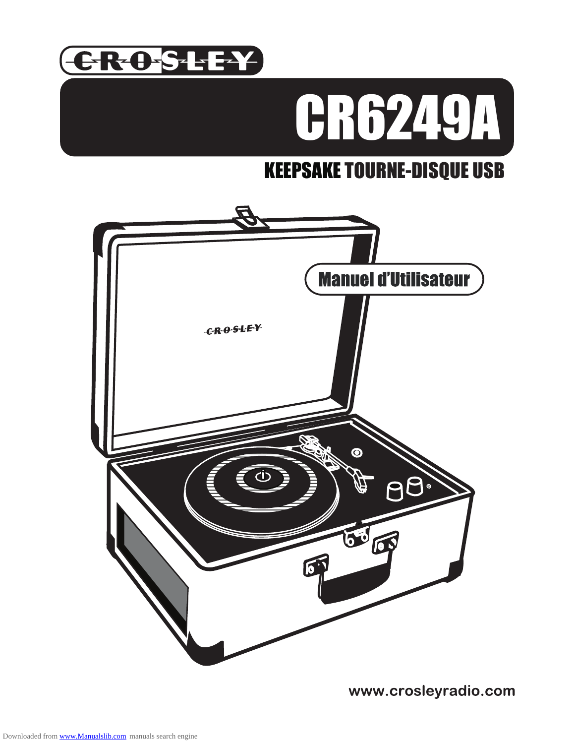# CROSLEY

# CR6249A

## KEEPSAKE TOURNE-DISQUE USB

Manuel d'Utilisateur

CROSLEY

www.crosleyradio.com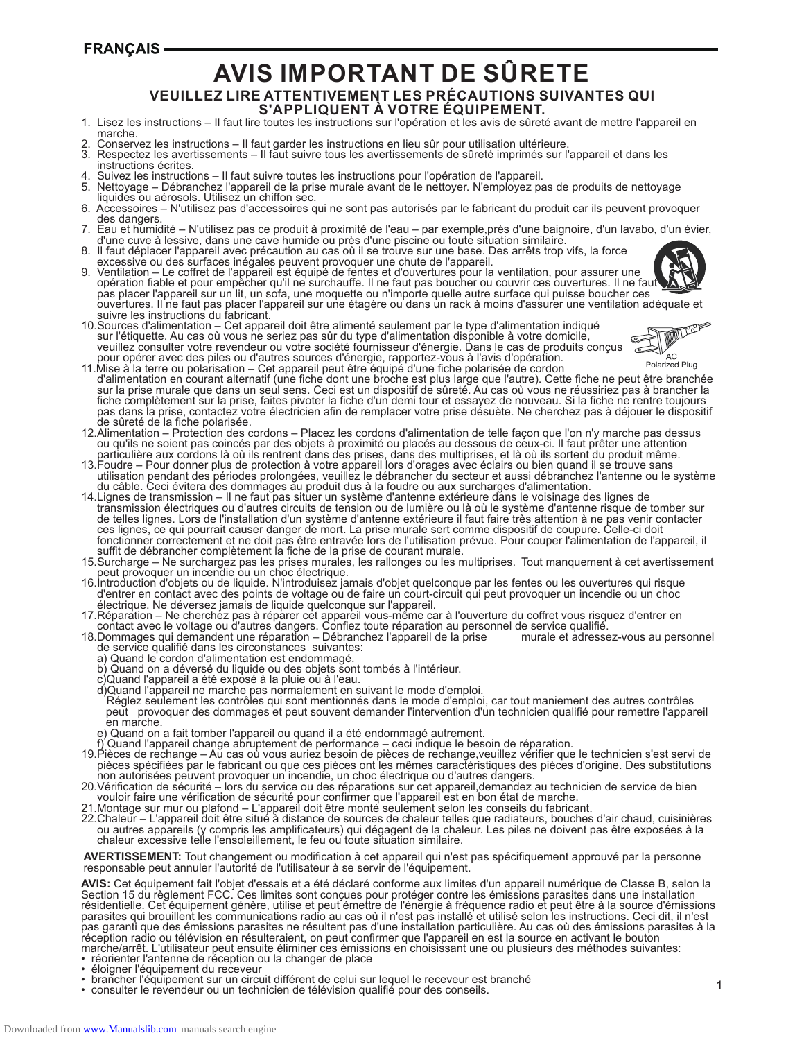## FRANÇAIS

# AVIS IMPORTANT DE SÛRETE

### VEUILLEZ LIRE ATTENTIVEMENT LES PRÉCAUTIONS SUIVANTES QUI S'APPLIQUENT À VOTRE ÉQUIPEMENT.

1. Lisez les instructions – Il faut lire toutes les instructions sur l'opération et les avis de sûreté avant de mettre l'appareil en marche.
2. Conservez les instructions – Il faut garder les instructions en lieu sûr pour utilisation ultérieure.
3. Respectez les avertissements – Il faut suivre tous les avertissements de sûreté imprimés sur l'appareil et dans les instructions écrites.
4. Suivez les instructions – Il faut suivre toutes les instructions pour l'opération de l'appareil.
5. Nettoyage – Débranchez l'appareil de la prise murale avant de le nettoyer. N'employez pas de produits de nettoyage liquides ou aérosols. Utilisez un chiffon sec.
6. Accessoires – N'utilisez pas d'accessoires qui ne sont pas autorisés par le fabricant du produit car ils peuvent provoquer des dangers.
7. Eau et humidité – N'utilisez pas ce produit à proximité de l'eau – par exemple,près d'une baignoire, d'un lavabo, d'un évier, d'une cuve à lessive, dans une cave humide ou près d'une piscine ou toute situation similaire.
8. Il faut déplacer l'appareil avec précaution au cas où il se trouve sur une base. Des arrêts trop vifs, la force excessive ou des surfaces inégales peuvent provoquer une chute de l'appareil.
9. Ventilation – Le coffret de l'appareil est équipé de fentes et d'ouvertures pour la ventilation, pour assurer une opération fiable et pour empêcher qu'il ne surchauffe. Il ne faut pas boucher ou couvrir ces ouvertures. Il ne faut pas placer l'appareil sur un lit, un sofa, une moquette ou n'importe quelle autre surface qui puisse boucher ces ouvertures. Il ne faut pas placer l'appareil sur une étagère ou dans un rack à moins d'assurer une ventilation adéquate et suivre les instructions du fabricant.
10. Sources d'alimentation – Cet appareil doit être alimenté seulement par le type d'alimentation indiqué sur l'étiquette. Au cas où vous ne seriez pas sûr du type d'alimentation disponible à votre domicile, veuillez consulter votre revendeur ou votre société fournisseur d'énergie. Dans le cas de produits conçus pour opérer avec des piles ou d'autres sources d'énergie, rapportez-vous à l'avis d'opération.

AC Polarized Plug

11. Mise à la terre ou polarisation – Cet appareil peut être équipé d'une fiche polarisée de cordon d'alimentation en courant alternatif (une fiche dont une broche est plus large que l'autre). Cette fiche ne peut être branchée sur la prise murale que dans un seul sens. Ceci est un dispositif de sûreté. Au cas où vous ne réussiriez pas à brancher la fiche complètement sur la prise, faites pivoter la fiche d'un demi tour et essayez de nouveau. Si la fiche ne rentre toujours pas dans la prise, contactez votre électricien afin de remplacer votre prise désuète. Ne cherchez pas à déjouer le dispositif de sûreté de la fiche polarisée.
12. Alimentation – Protection des cordons – Placez les cordons d'alimentation de telle façon que l'on n'y marche pas dessus ou qu'ils ne soient pas coincés par des objets à proximité ou placés au dessous de ceux-ci. Il faut prêter une attention particulière aux cordons là où ils rentrent dans des prises, dans des multiprises, et là où ils sortent du produit même.
13. Foudre – Pour donner plus de protection à votre appareil lors d'orages avec éclairs ou bien quand il se trouve sans utilisation pendant des périodes prolongées, veuillez le débrancher du secteur et aussi débranchez l'antenne ou le système du câble. Ceci évitera des dommages au produit dus à la foudre ou aux surcharges d'alimentation.
14. Lignes de transmission – Il ne faut pas situer un système d'antenne extérieure dans le voisinage des lignes de transmission électriques ou d'autres circuits de tension ou de lumière ou là où le système d'antenne risque de tomber sur de telles lignes. Lors de l'installation d'un système d'antenne extérieure il faut faire très attention à ne pas venir contacter ces lignes, ce qui pourrait causer danger de mort. La prise murale sert comme dispositif de coupure. Celle-ci doit fonctionner correctement et ne doit pas être entravée lors de l'utilisation prévue. Pour couper l'alimentation de l'appareil, il suffit de débrancher complètement la fiche de la prise de courant murale.
15. Surcharge – Ne surchargez pas les prises murales, les rallonges ou les multiprises. Tout manquement à cet avertissement peut provoquer un incendie ou un choc électrique.
16. Introduction d'objets ou de liquide. N'introduisez jamais d'objet quelconque par les fentes ou les ouvertures qui risque d'entrer en contact avec des points de voltage ou de faire un court-circuit qui peut provoquer un incendie ou un choc électrique. Ne déversez jamais de liquide quelconque sur l'appareil.
17. Réparation – Ne cherchez pas à réparer cet appareil vous-même car à l'ouverture du coffret vous risquez d'entrer en contact avec le voltage ou d'autres dangers. Confiez toute réparation au personnel de service qualifié.
18. Dommages qui demandent une réparation – Débranchez l'appareil de la prise murale et adressez-vous au personnel de service qualifié dans les circonstances suivantes:
    a) Quand le cordon d'alimentation est endommagé.
    b) Quand on a déversé du liquide ou des objets sont tombés à l'intérieur.
    c) Quand l'appareil a été exposé à la pluie ou à l'eau.
    d) Quand l'appareil ne marche pas normalement en suivant le mode d'emploi. Réglez seulement les contrôles qui sont mentionnés dans le mode d'emploi, car tout maniement des autres contrôles peut provoquer des dommages et peut souvent demander l'intervention d'un technicien qualifié pour remettre l'appareil en marche.
    e) Quand on a fait tomber l'appareil ou quand il a été endommagé autrement.
    f) Quand l'appareil change abruptement de performance – ceci indique le besoin de réparation.
19. Pièces de rechange – Au cas où vous auriez besoin de pièces de rechange,veuillez vérifier que le technicien s'est servi de pièces spécifiées par le fabricant ou que ces pièces ont les mêmes caractéristiques des pièces d'origine. Des substitutions non autorisées peuvent provoquer un incendie, un choc électrique ou d'autres dangers.
20. Vérification de sécurité – lors du service ou des réparations sur cet appareil,demandez au technicien de service de bien vouloir faire une vérification de sécurité pour confirmer que l'appareil est en bon état de marche.
21. Montage sur mur ou plafond – L'appareil doit être monté seulement selon les conseils du fabricant.
22. Chaleur – L'appareil doit être situé à distance de sources de chaleur telles que radiateurs, bouches d'air chaud, cuisinières ou autres appareils (y compris les amplificateurs) qui dégagent de la chaleur. Les piles ne doivent pas être exposées à la chaleur excessive telle l'ensoleillement, le feu ou toute situation similaire.

**AVERTISSEMENT:** Tout changement ou modification à cet appareil qui n'est pas spécifiquement approuvé par la personne responsable peut annuler l'autorité de l'utilisateur à se servir de l'équipement.

**AVIS:** Cet équipement fait l'objet d'essais et a été déclaré conforme aux limites d'un appareil numérique de Classe B, selon la Section 15 du règlement FCC. Ces limites sont conçues pour protéger contre les émissions parasites dans une installation résidentielle. Cet équipement génère, utilise et peut émettre de l'énergie à fréquence radio et peut être à la source d'émissions parasites qui brouillent les communications radio au cas où il n'est pas installé et utilisé selon les instructions. Ceci dit, il n'est pas garanti que des émissions parasites ne résultent pas d'une installation particulière. Au cas où des émissions parasites à la réception radio ou télévision en résulteraient, on peut confirmer que l'appareil en est la source en activant le bouton marche/arrêt. L'utilisateur peut ensuite éliminer ces émissions en choisissant une ou plusieurs des méthodes suivantes:

- réorienter l'antenne de réception ou la changer de place
- éloigner l'équipement du receveur
- brancher l'équipement sur un circuit différent de celui sur lequel le receveur est branché
- consulter le revendeur ou un technicien de télévision qualifié pour des conseils.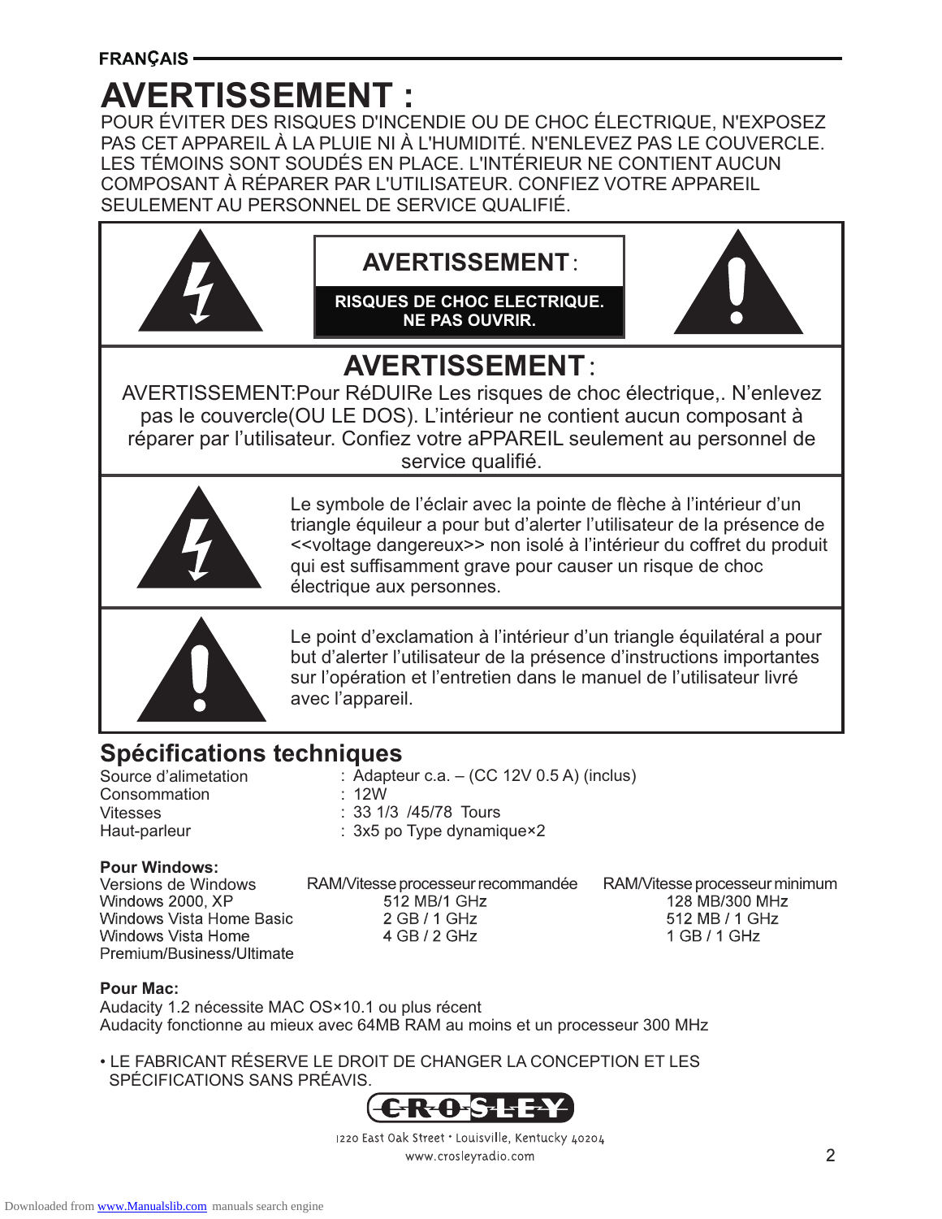FRANÇAIS

# AVERTISSEMENT :

POUR ÉVITER DES RISQUES D'INCENDIE OU DE CHOC ÉLECTRIQUE, N'EXPOSEZ PAS CET APPAREIL À LA PLUIE NI À L'HUMIDITÉ. N'ENLEVEZ PAS LE COUVERCLE. LES TÉMOINS SONT SOUDÉS EN PLACE. L'INTÉRIEUR NE CONTIENT AUCUN COMPOSANT À RÉPARER PAR L'UTILISATEUR. CONFIEZ VOTRE APPAREIL SEULEMENT AU PERSONNEL DE SERVICE QUALIFIÉ.

**AVERTISSEMENT :**

**RISQUES DE CHOC ELECTRIQUE. NE PAS OUVRIR.**

## AVERTISSEMENT :

AVERTISSEMENT:Pour RéDUIRe Les risques de choc électrique,. N'enlevez pas le couvercle(OU LE DOS). L'intérieur ne contient aucun composant à réparer par l'utilisateur. Confiez votre aPPAREIL seulement au personnel de service qualifié.

Le symbole de l'éclair avec la pointe de flèche à l'intérieur d'un triangle équileur a pour but d'alerter l'utilisateur de la présence de <<voltage dangereux>> non isolé à l'intérieur du coffret du produit qui est suffisamment grave pour causer un risque de choc électrique aux personnes.

Le point d'exclamation à l'intérieur d'un triangle équilatéral a pour but d'alerter l'utilisateur de la présence d'instructions importantes sur l'opération et l'entretien dans le manuel de l'utilisateur livré avec l'appareil.

## Spécifications techniques

| | |
|---|---|
| Source d'alimetation | : Adapteur c.a. – (CC 12V 0.5 A) (inclus) |
| Consommation | : 12W |
| Vitesses | : 33 1/3 /45/78 Tours |
| Haut-parleur | : 3x5 po Type dynamique×2 |

**Pour Windows:**

| Versions de Windows | RAM/Vitesse processeur recommandée | RAM/Vitesse processeur minimum |
|---|---|---|
| Windows 2000, XP | 512 MB/1 GHz | 128 MB/300 MHz |
| Windows Vista Home Basic | 2 GB / 1 GHz | 512 MB / 1 GHz |
| Windows Vista Home Premium/Business/Ultimate | 4 GB / 2 GHz | 1 GB / 1 GHz |

**Pour Mac:**

Audacity 1.2 nécessite MAC OS×10.1 ou plus récent
Audacity fonctionne au mieux avec 64MB RAM au moins et un processeur 300 MHz

• LE FABRICANT RÉSERVE LE DROIT DE CHANGER LA CONCEPTION ET LES SPÉCIFICATIONS SANS PRÉAVIS.

CROSLEY

1220 East Oak Street • Louisville, Kentucky 40204
www.crosleyradio.com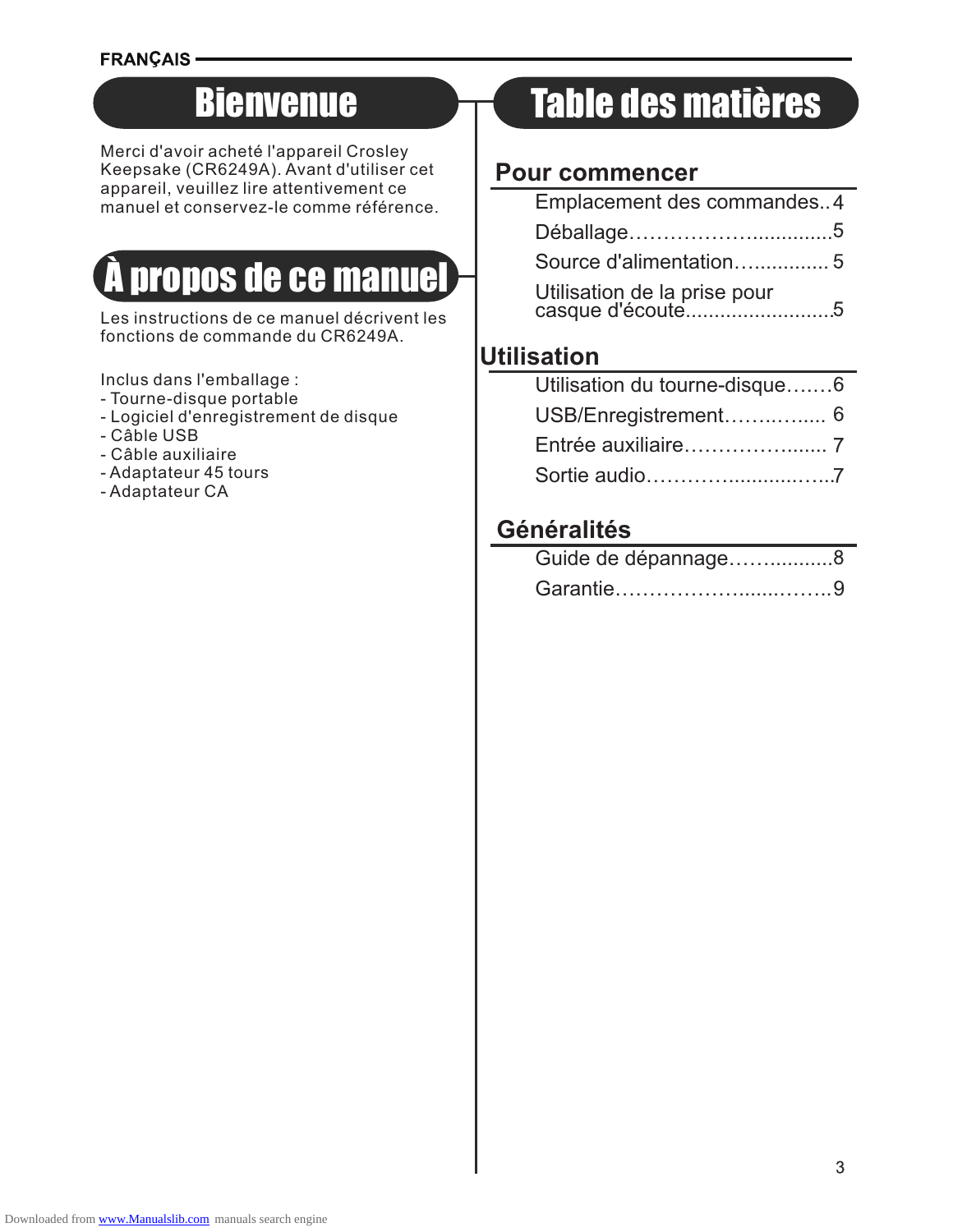FRANÇAIS

# Bienvenue

Merci d'avoir acheté l'appareil Crosley Keepsake (CR6249A). Avant d'utiliser cet appareil, veuillez lire attentivement ce manuel et conservez-le comme référence.

# À propos de ce manuel

Les instructions de ce manuel décrivent les fonctions de commande du CR6249A.

Inclus dans l'emballage :
- Tourne-disque portable
- Logiciel d'enregistrement de disque
- Câble USB
- Câble auxiliaire
- Adaptateur 45 tours
- Adaptateur CA

# Table des matières

## Pour commencer

- Emplacement des commandes..4
- Déballage……………….............5
- Source d'alimentation…............ 5
- Utilisation de la prise pour casque d'écoute..........................5

## Utilisation

- Utilisation du tourne-disque…….6
- USB/Enregistrement…….…..... 6
- Entrée auxiliaire………………....... 7
- Sortie audio…………..........…...7

## Généralités

- Guide de dépannage……..........8
- Garantie………………......……..9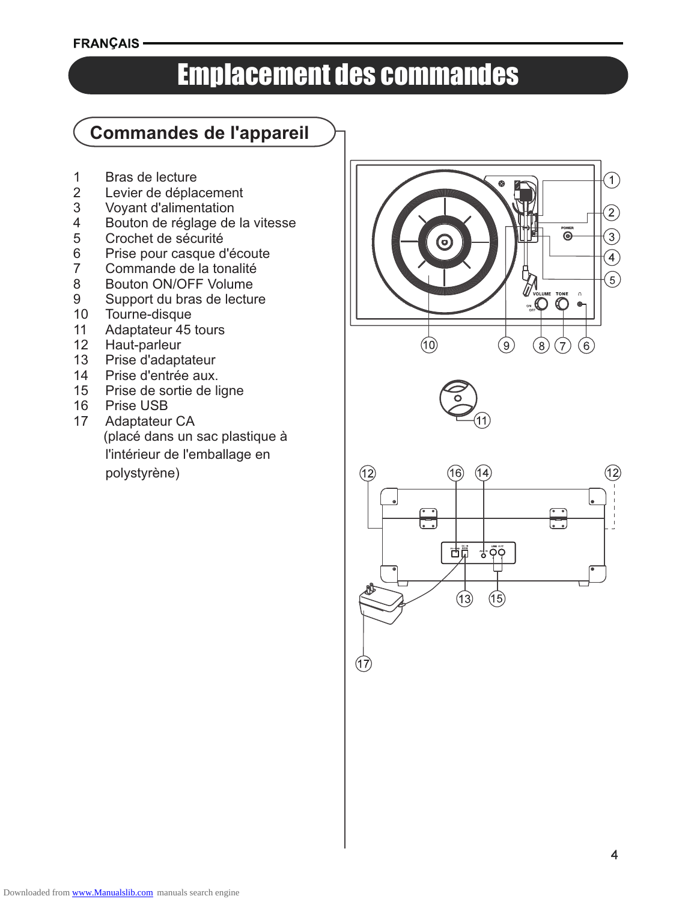# Emplacement des commandes

## Commandes de l'appareil

1. Bras de lecture
2. Levier de déplacement
3. Voyant d'alimentation
4. Bouton de réglage de la vitesse
5. Crochet de sécurité
6. Prise pour casque d'écoute
7. Commande de la tonalité
8. Bouton ON/OFF Volume
9. Support du bras de lecture
10. Tourne-disque
11. Adaptateur 45 tours
12. Haut-parleur
13. Prise d'adaptateur
14. Prise d'entrée aux.
15. Prise de sortie de ligne
16. Prise USB
17. Adaptateur CA (placé dans un sac plastique à l'intérieur de l'emballage en polystyrène)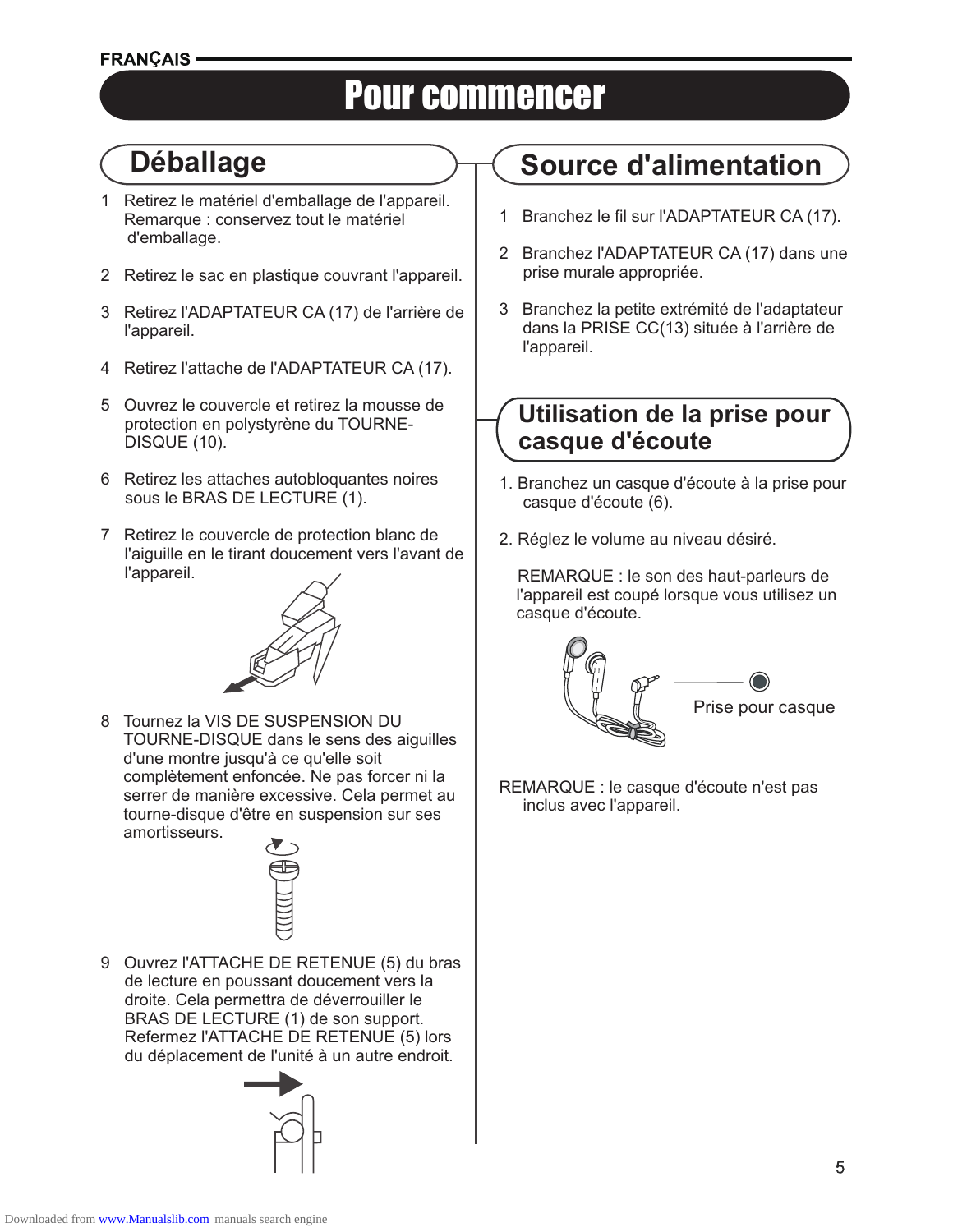FRANÇAIS

# Pour commencer

## Déballage

1. Retirez le matériel d'emballage de l'appareil. Remarque : conservez tout le matériel d'emballage.
2. Retirez le sac en plastique couvrant l'appareil.
3. Retirez l'ADAPTATEUR CA (17) de l'arrière de l'appareil.
4. Retirez l'attache de l'ADAPTATEUR CA (17).
5. Ouvrez le couvercle et retirez la mousse de protection en polystyrène du TOURNE-DISQUE (10).
6. Retirez les attaches autobloquantes noires sous le BRAS DE LECTURE (1).
7. Retirez le couvercle de protection blanc de l'aiguille en le tirant doucement vers l'avant de l'appareil.
8. Tournez la VIS DE SUSPENSION DU TOURNE-DISQUE dans le sens des aiguilles d'une montre jusqu'à ce qu'elle soit complètement enfoncée. Ne pas forcer ni la serrer de manière excessive. Cela permet au tourne-disque d'être en suspension sur ses amortisseurs.
9. Ouvrez l'ATTACHE DE RETENUE (5) du bras de lecture en poussant doucement vers la droite. Cela permettra de déverrouiller le BRAS DE LECTURE (1) de son support. Refermez l'ATTACHE DE RETENUE (5) lors du déplacement de l'unité à un autre endroit.

## Source d'alimentation

1. Branchez le fil sur l'ADAPTATEUR CA (17).
2. Branchez l'ADAPTATEUR CA (17) dans une prise murale appropriée.
3. Branchez la petite extrémité de l'adaptateur dans la PRISE CC(13) située à l'arrière de l'appareil.

## Utilisation de la prise pour casque d'écoute

1. Branchez un casque d'écoute à la prise pour casque d'écoute (6).
2. Réglez le volume au niveau désiré.

REMARQUE : le son des haut-parleurs de l'appareil est coupé lorsque vous utilisez un casque d'écoute.

Prise pour casque

REMARQUE : le casque d'écoute n'est pas inclus avec l'appareil.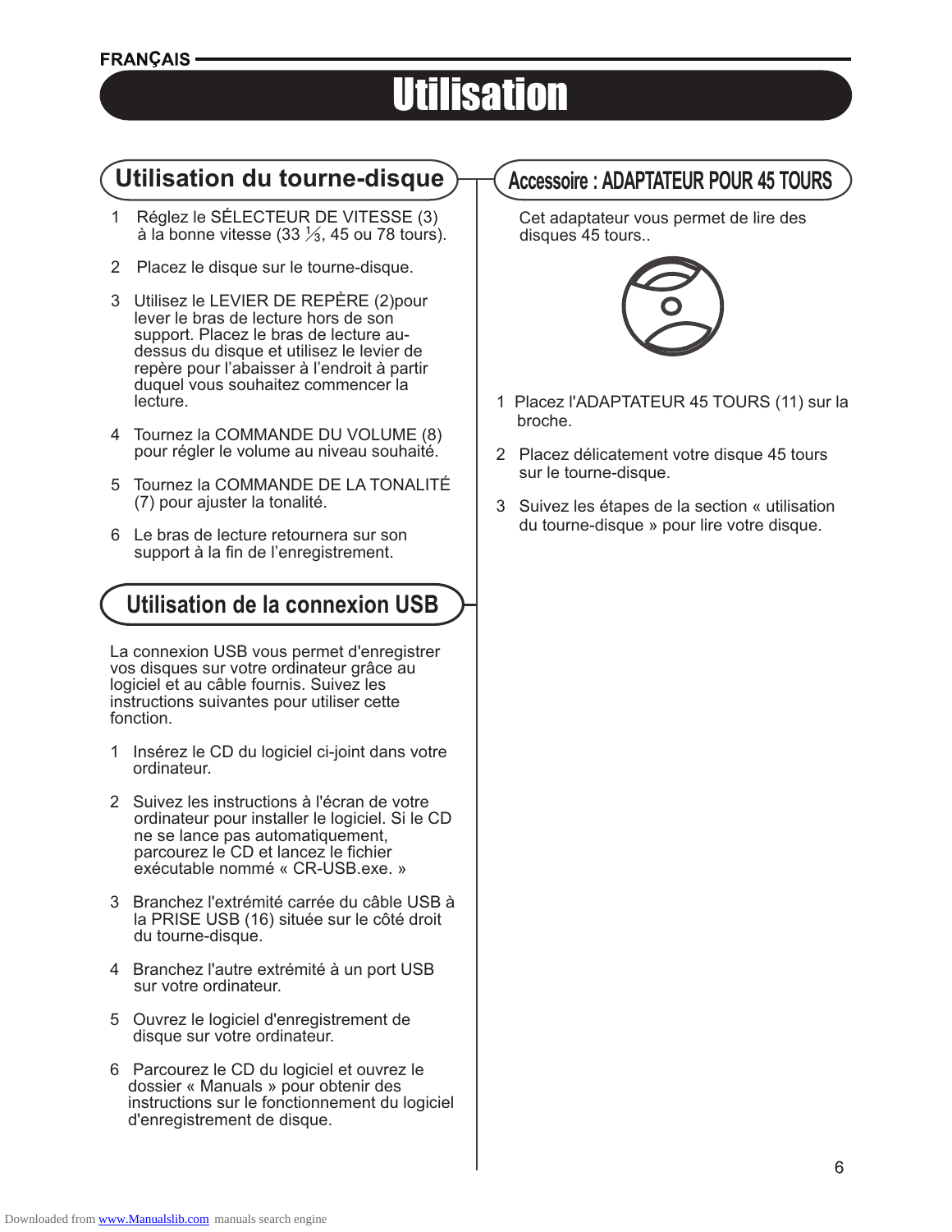# Utilisation

## Utilisation du tourne-disque

1. Réglez le SÉLECTEUR DE VITESSE (3) à la bonne vitesse (33 ⅓, 45 ou 78 tours).
2. Placez le disque sur le tourne-disque.
3. Utilisez le LEVIER DE REPÈRE (2)pour lever le bras de lecture hors de son support. Placez le bras de lecture au-dessus du disque et utilisez le levier de repère pour l'abaisser à l'endroit à partir duquel vous souhaitez commencer la lecture.
4. Tournez la COMMANDE DU VOLUME (8) pour régler le volume au niveau souhaité.
5. Tournez la COMMANDE DE LA TONALITÉ (7) pour ajuster la tonalité.
6. Le bras de lecture retournera sur son support à la fin de l'enregistrement.

## Utilisation de la connexion USB

La connexion USB vous permet d'enregistrer vos disques sur votre ordinateur grâce au logiciel et au câble fournis. Suivez les instructions suivantes pour utiliser cette fonction.

1. Insérez le CD du logiciel ci-joint dans votre ordinateur.
2. Suivez les instructions à l'écran de votre ordinateur pour installer le logiciel. Si le CD ne se lance pas automatiquement, parcourez le CD et lancez le fichier exécutable nommé « CR-USB.exe. »
3. Branchez l'extrémité carrée du câble USB à la PRISE USB (16) située sur le côté droit du tourne-disque.
4. Branchez l'autre extrémité à un port USB sur votre ordinateur.
5. Ouvrez le logiciel d'enregistrement de disque sur votre ordinateur.
6. Parcourez le CD du logiciel et ouvrez le dossier « Manuals » pour obtenir des instructions sur le fonctionnement du logiciel d'enregistrement de disque.

## Accessoire : ADAPTATEUR POUR 45 TOURS

Cet adaptateur vous permet de lire des disques 45 tours..

1. Placez l'ADAPTATEUR 45 TOURS (11) sur la broche.
2. Placez délicatement votre disque 45 tours sur le tourne-disque.
3. Suivez les étapes de la section « utilisation du tourne-disque » pour lire votre disque.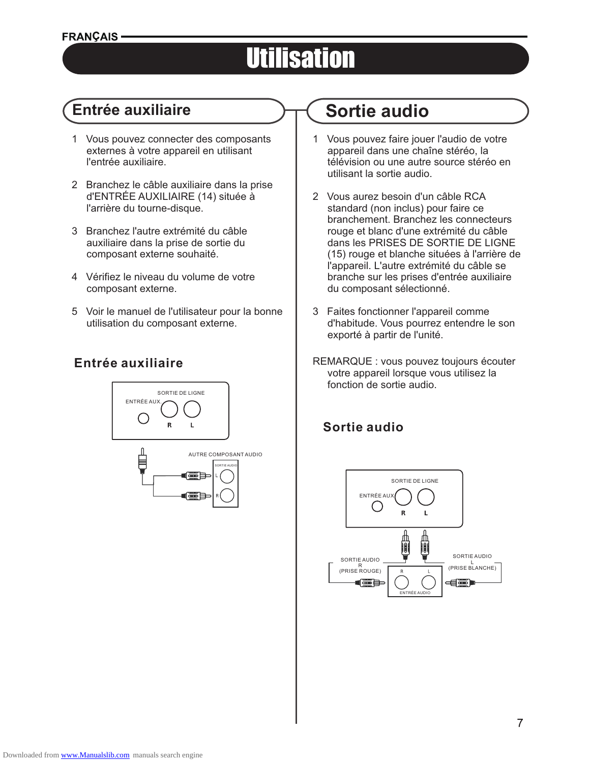# Utilisation

## Entrée auxiliaire

1. Vous pouvez connecter des composants externes à votre appareil en utilisant l'entrée auxiliaire.

2. Branchez le câble auxiliaire dans la prise d'ENTRÉE AUXILIAIRE (14) située à l'arrière du tourne-disque.

3. Branchez l'autre extrémité du câble auxiliaire dans la prise de sortie du composant externe souhaité.

4. Vérifiez le niveau du volume de votre composant externe.

5. Voir le manuel de l'utilisateur pour la bonne utilisation du composant externe.

### Entrée auxiliaire

SORTIE DE LIGNE
ENTRÉE AUX.
R L

AUTRE COMPOSANT AUDIO
SORTIE AUDIO
L
R

## Sortie audio

1. Vous pouvez faire jouer l'audio de votre appareil dans une chaîne stéréo, la télévision ou une autre source stéréo en utilisant la sortie audio.

2. Vous aurez besoin d'un câble RCA standard (non inclus) pour faire ce branchement. Branchez les connecteurs rouge et blanc d'une extrémité du câble dans les PRISES DE SORTIE DE LIGNE (15) rouge et blanche situées à l'arrière de l'appareil. L'autre extrémité du câble se branche sur les prises d'entrée auxiliaire du composant sélectionné.

3. Faites fonctionner l'appareil comme d'habitude. Vous pourrez entendre le son exporté à partir de l'unité.

REMARQUE : vous pouvez toujours écouter votre appareil lorsque vous utilisez la fonction de sortie audio.

### Sortie audio

SORTIE DE LIGNE
ENTRÉE AUX.
R L

SORTIE AUDIO
R
(PRISE ROUGE)

SORTIE AUDIO
L
(PRISE BLANCHE)

R L
ENTRÉE AUDIO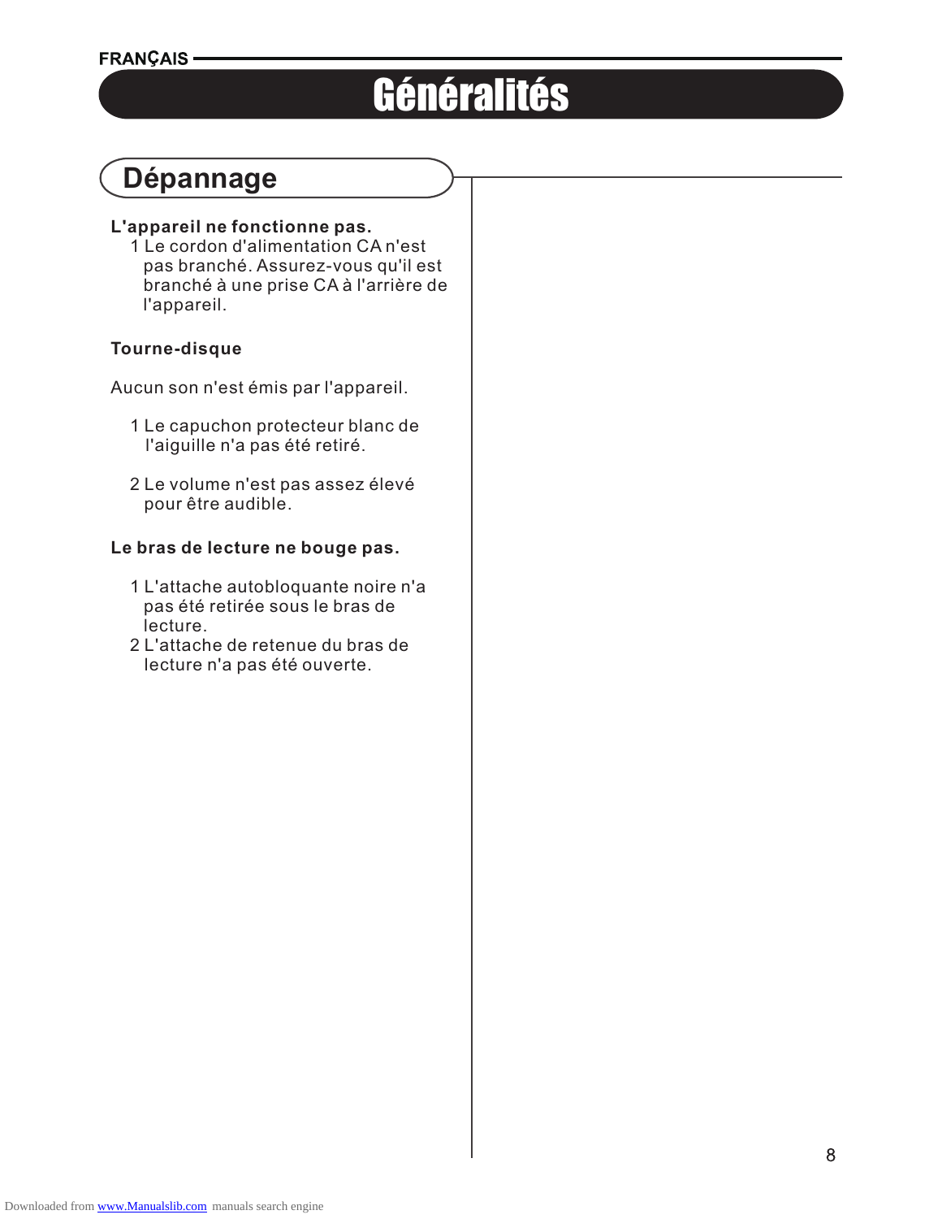# Généralités

## Dépannage

**L'appareil ne fonctionne pas.**

1. Le cordon d'alimentation CA n'est pas branché. Assurez-vous qu'il est branché à une prise CA à l'arrière de l'appareil.

**Tourne-disque**

Aucun son n'est émis par l'appareil.

1. Le capuchon protecteur blanc de l'aiguille n'a pas été retiré.

2. Le volume n'est pas assez élevé pour être audible.

**Le bras de lecture ne bouge pas.**

1. L'attache autobloquante noire n'a pas été retirée sous le bras de lecture.
2. L'attache de retenue du bras de lecture n'a pas été ouverte.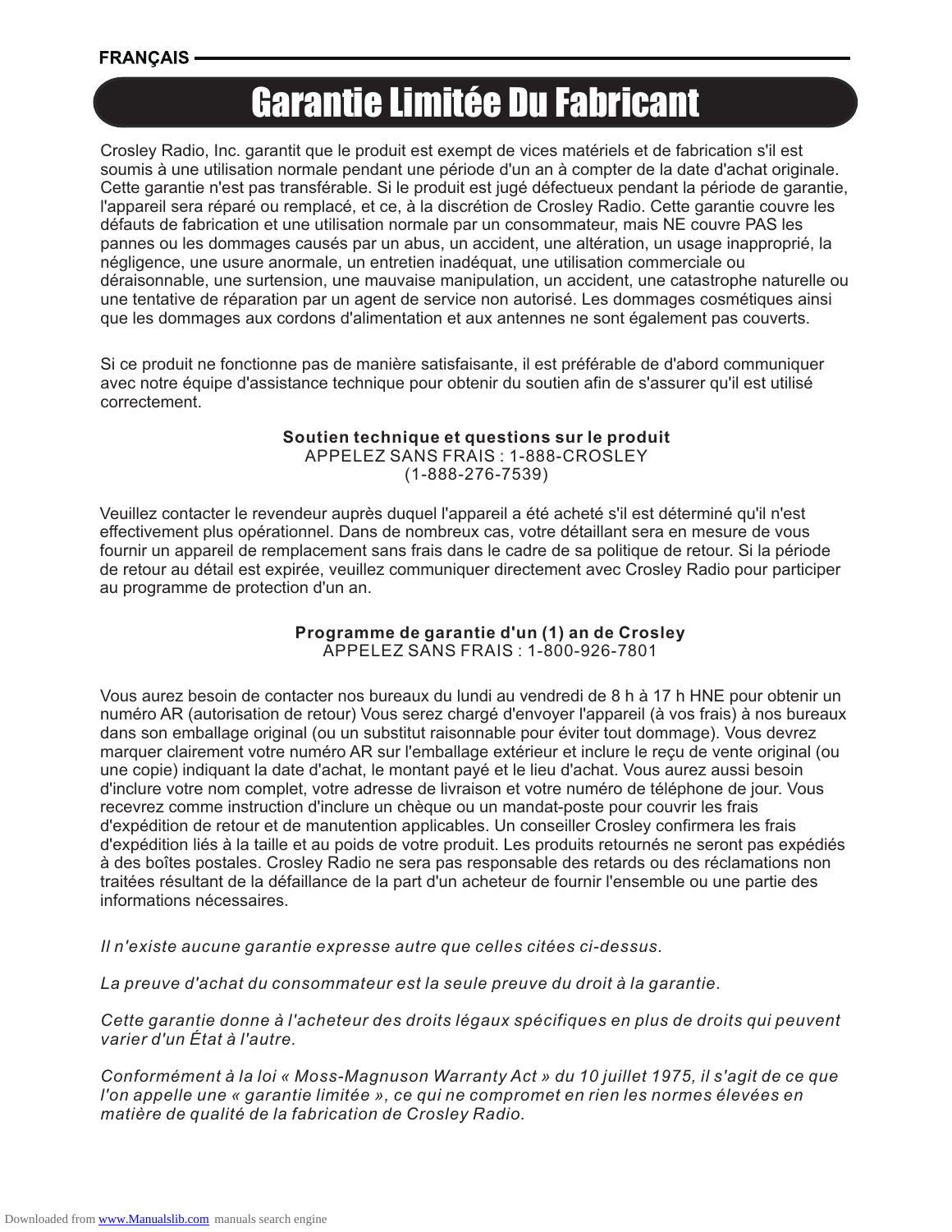# Garantie Limitée Du Fabricant

Crosley Radio, Inc. garantit que le produit est exempt de vices matériels et de fabrication s'il est soumis à une utilisation normale pendant une période d'un an à compter de la date d'achat originale. Cette garantie n'est pas transférable. Si le produit est jugé défectueux pendant la période de garantie, l'appareil sera réparé ou remplacé, et ce, à la discrétion de Crosley Radio. Cette garantie couvre les défauts de fabrication et une utilisation normale par un consommateur, mais NE couvre PAS les pannes ou les dommages causés par un abus, un accident, une altération, un usage inapproprié, la négligence, une usure anormale, un entretien inadéquat, une utilisation commerciale ou déraisonnable, une surtension, une mauvaise manipulation, un accident, une catastrophe naturelle ou une tentative de réparation par un agent de service non autorisé. Les dommages cosmétiques ainsi que les dommages aux cordons d'alimentation et aux antennes ne sont également pas couverts.

Si ce produit ne fonctionne pas de manière satisfaisante, il est préférable de d'abord communiquer avec notre équipe d'assistance technique pour obtenir du soutien afin de s'assurer qu'il est utilisé correctement.

**Soutien technique et questions sur le produit**
APPELEZ SANS FRAIS : 1-888-CROSLEY
(1-888-276-7539)

Veuillez contacter le revendeur auprès duquel l'appareil a été acheté s'il est déterminé qu'il n'est effectivement plus opérationnel. Dans de nombreux cas, votre détaillant sera en mesure de vous fournir un appareil de remplacement sans frais dans le cadre de sa politique de retour. Si la période de retour au détail est expirée, veuillez communiquer directement avec Crosley Radio pour participer au programme de protection d'un an.

**Programme de garantie d'un (1) an de Crosley**
APPELEZ SANS FRAIS : 1-800-926-7801

Vous aurez besoin de contacter nos bureaux du lundi au vendredi de 8 h à 17 h HNE pour obtenir un numéro AR (autorisation de retour) Vous serez chargé d'envoyer l'appareil (à vos frais) à nos bureaux dans son emballage original (ou un substitut raisonnable pour éviter tout dommage). Vous devrez marquer clairement votre numéro AR sur l'emballage extérieur et inclure le reçu de vente original (ou une copie) indiquant la date d'achat, le montant payé et le lieu d'achat. Vous aurez aussi besoin d'inclure votre nom complet, votre adresse de livraison et votre numéro de téléphone de jour. Vous recevrez comme instruction d'inclure un chèque ou un mandat-poste pour couvrir les frais d'expédition de retour et de manutention applicables. Un conseiller Crosley confirmera les frais d'expédition liés à la taille et au poids de votre produit. Les produits retournés ne seront pas expédiés à des boîtes postales. Crosley Radio ne sera pas responsable des retards ou des réclamations non traitées résultant de la défaillance de la part d'un acheteur de fournir l'ensemble ou une partie des informations nécessaires.

*Il n'existe aucune garantie expresse autre que celles citées ci-dessus.*

*La preuve d'achat du consommateur est la seule preuve du droit à la garantie.*

*Cette garantie donne à l'acheteur des droits légaux spécifiques en plus de droits qui peuvent varier d'un État à l'autre.*

*Conformément à la loi « Moss-Magnuson Warranty Act » du 10 juillet 1975, il s'agit de ce que l'on appelle une « garantie limitée », ce qui ne compromet en rien les normes élevées en matière de qualité de la fabrication de Crosley Radio.*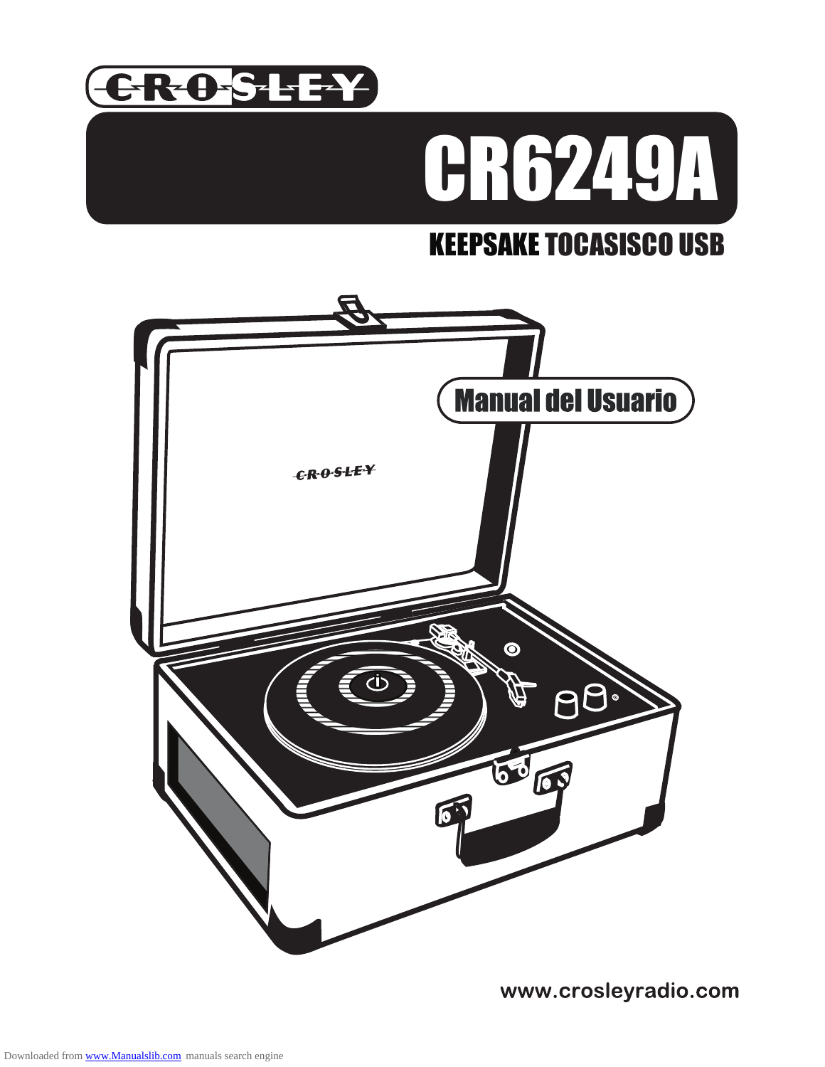# CR6249A

## KEEPSAKE TOCASISCO USB

Manual del Usuario

www.crosleyradio.com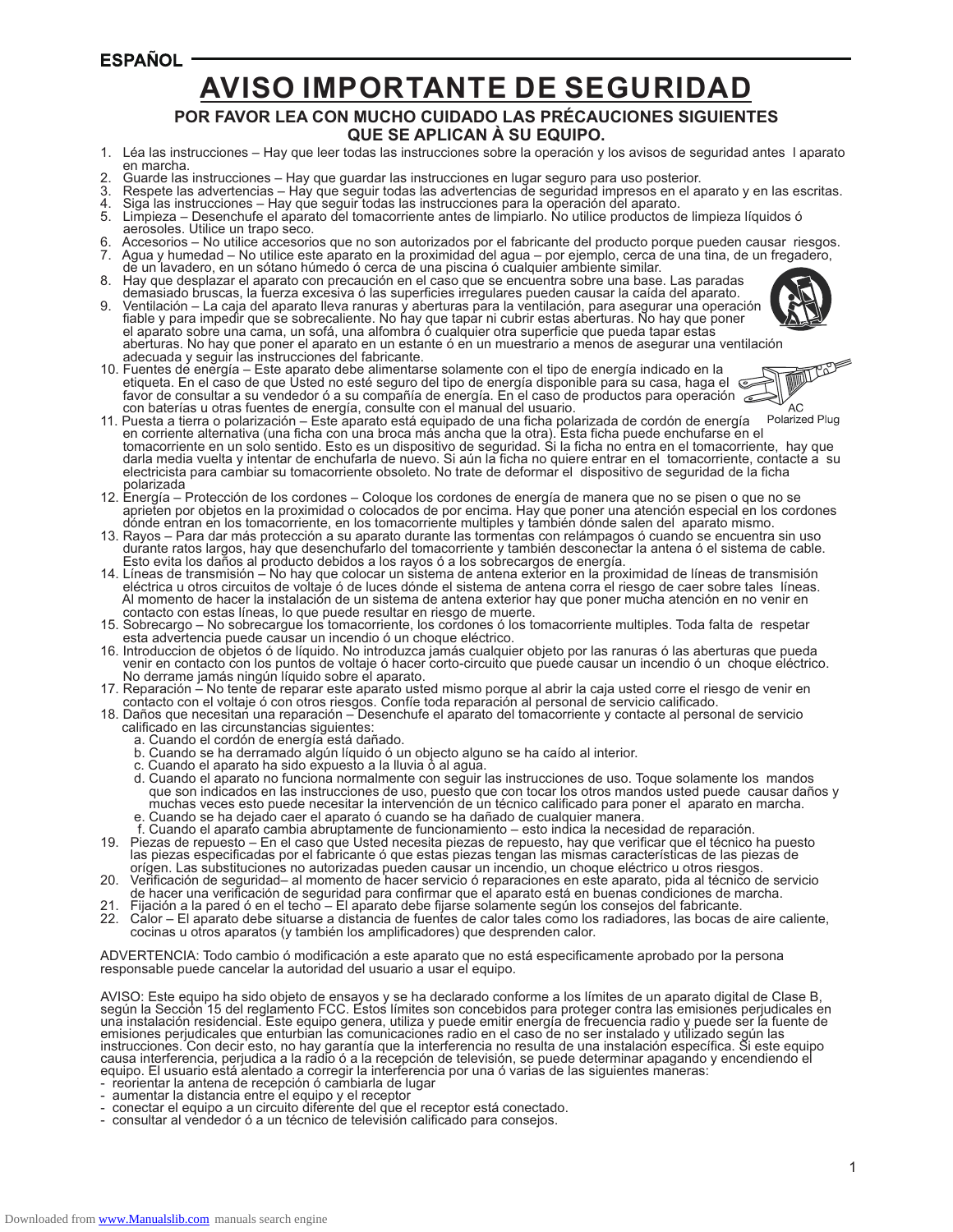ESPAÑOL

# AVISO IMPORTANTE DE SEGURIDAD

## POR FAVOR LEA CON MUCHO CUIDADO LAS PRÉCAUCIONES SIGUIENTES QUE SE APLICAN À SU EQUIPO.

1. Léa las instrucciones – Hay que leer todas las instrucciones sobre la operación y los avisos de seguridad antes l aparato en marcha.
2. Guarde las instrucciones – Hay que guardar las instrucciones en lugar seguro para uso posterior.
3. Respete las advertencias – Hay que seguir todas las advertencias de seguridad impresos en el aparato y en las escritas.
4. Siga las instrucciones – Hay que seguir todas las instrucciones para la operación del aparato.
5. Limpieza – Desenchufe el aparato del tomacorriente antes de limpiarlo. No utilice productos de limpieza líquidos ó aerosoles. Utilice un trapo seco.
6. Accesorios – No utilice accesorios que no son autorizados por el fabricante del producto porque pueden causar riesgos.
7. Agua y humedad – No utilice este aparato en la proximidad del agua – por ejemplo, cerca de una tina, de un fregadero, de un lavadero, en un sótano húmedo ó cerca de una piscina ó cualquier ambiente similar.
8. Hay que desplazar el aparato con precaución en el caso que se encuentra sobre una base. Las paradas demasiado bruscas, la fuerza excesiva ó las superficies irregulares pueden causar la caída del aparato.
9. Ventilación – La caja del aparato lleva ranuras y aberturas para la ventilación, para asegurar una operación fiable y para impedir que se sobrecaliente. No hay que tapar ni cubrir estas aberturas. No hay que poner el aparato sobre una cama, un sofá, una alfombra ó cualquier otra superficie que pueda tapar estas aberturas. No hay que poner el aparato en un estante ó en un muestrario a menos de asegurar una ventilación adecuada y seguir las instrucciones del fabricante.
10. Fuentes de energía – Este aparato debe alimentarse solamente con el tipo de energía indicado en la etiqueta. En el caso de que Usted no esté seguro del tipo de energía disponible para su casa, haga el favor de consultar a su vendedor ó a su compañía de energía. En el caso de productos para operación con baterías u otras fuentes de energía, consulte con el manual del usuario.

AC Polarized Plug

11. Puesta a tierra o polarización – Este aparato está equipado de una ficha polarizada de cordón de energía en corriente alternativa (una ficha con una broca más ancha que la otra). Esta ficha puede enchufarse en el tomacorriente en un solo sentido. Esto es un dispositivo de seguridad. Si la ficha no entra en el tomacorriente, hay que darla media vuelta y intentar de enchufarla de nuevo. Si aún la ficha no quiere entrar en el tomacorriente, contacte a su electricista para cambiar su tomacorriente obsoleto. No trate de deformar el dispositivo de seguridad de la ficha polarizada
12. Energía – Protección de los cordones – Coloque los cordones de energía de manera que no se pisen o que no se aprieten por objetos en la proximidad o colocados de por encima. Hay que poner una atención especial en los cordones dónde entran en los tomacorriente, en los tomacorriente multiples y también dónde salen del aparato mismo.
13. Rayos – Para dar más protección a su aparato durante las tormentas con relámpagos ó cuando se encuentra sin uso durante ratos largos, hay que desenchufarlo del tomacorriente y también desconectar la antena ó el sistema de cable. Esto evita los daños al producto debidos a los rayos ó a los sobrecargos de energía.
14. Líneas de transmisión – No hay que colocar un sistema de antena exterior en la proximidad de líneas de transmisión eléctrica u otros circuitos de voltaje ó de luces dónde el sistema de antena corra el riesgo de caer sobre tales líneas. Al momento de hacer la instalación de un sistema de antena exterior hay que poner mucha atención en no venir en contacto con estas líneas, lo que puede resultar en riesgo de muerte.
15. Sobrecargo – No sobrecargue los tomacorriente, los cordones ó los tomacorriente multiples. Toda falta de respetar esta advertencia puede causar un incendio ó un choque eléctrico.
16. Introduccion de objetos ó de líquido. No introduzca jamás cualquier objeto por las ranuras ó las aberturas que pueda venir en contacto con los puntos de voltaje ó hacer corto-circuito que puede causar un incendio ó un choque eléctrico. No derrame jamás ningún líquido sobre el aparato.
17. Reparación – No tente de reparar este aparato usted mismo porque al abrir la caja usted corre el riesgo de venir en contacto con el voltaje ó con otros riesgos. Confíe toda reparación al personal de servicio calificado.
18. Daños que necesitan una reparación – Desenchufe el aparato del tomacorriente y contacte al personal de servicio calificado en las circunstancias siguientes:
    a. Cuando el cordón de energía está dañado.
    b. Cuando se ha derramado algún líquido ó un objecto alguno se ha caído al interior.
    c. Cuando el aparato ha sido expuesto a la lluvia ó al agua.
    d. Cuando el aparato no funciona normalmente con seguir las instrucciones de uso. Toque solamente los mandos que son indicados en las instrucciones de uso, puesto que con tocar los otros mandos usted puede causar daños y muchas veces esto puede necesitar la intervención de un técnico calificado para poner el aparato en marcha.
    e. Cuando se ha dejado caer el aparato ó cuando se ha dañado de cualquier manera.
    f. Cuando el aparato cambia abruptamente de funcionamiento – esto indica la necesidad de reparación.
19. Piezas de repuesto – En el caso que Usted necesita piezas de repuesto, hay que verificar que el técnico ha puesto las piezas especificadas por el fabricante ó que estas piezas tengan las mismas características de las piezas de orígen. Las substituciones no autorizadas pueden causar un incendio, un choque eléctrico u otros riesgos.
20. Verificación de seguridad– al momento de hacer servicio ó reparaciones en este aparato, pida al técnico de servicio de hacer una verificación de seguridad para confirmar que el aparato está en buenas condiciones de marcha.
21. Fijación a la pared ó en el techo – El aparato debe fijarse solamente según los consejos del fabricante.
22. Calor – El aparato debe situarse a distancia de fuentes de calor tales como los radiadores, las bocas de aire caliente, cocinas u otros aparatos (y también los amplificadores) que desprenden calor.

ADVERTENCIA: Todo cambio ó modificación a este aparato que no está especificamente aprobado por la persona responsable puede cancelar la autoridad del usuario a usar el equipo.

AVISO: Este equipo ha sido objeto de ensayos y se ha declarado conforme a los límites de un aparato digital de Clase B, según la Sección 15 del reglamento FCC. Estos límites son concebidos para proteger contra las emisiones perjudicales en una instalación residencial. Este equipo genera, utiliza y puede emitir energía de frecuencia radio y puede ser la fuente de emisiones perjudicales que enturbian las comunicaciones radio en el caso de no ser instalado y utilizado según las instrucciones. Con decir esto, no hay garantía que la interferencia no resulta de una instalación específica. Si este equipo causa interferencia, perjudica a la radio ó a la recepción de televisión, se puede determinar apagando y encendiendo el equipo. El usuario está alentado a corregir la interferencia por una ó varias de las siguientes maneras:

- reorientar la antena de recepción ó cambiarla de lugar
- aumentar la distancia entre el equipo y el receptor
- conectar el equipo a un circuito diferente del que el receptor está conectado.
- consultar al vendedor ó a un técnico de televisión calificado para consejos.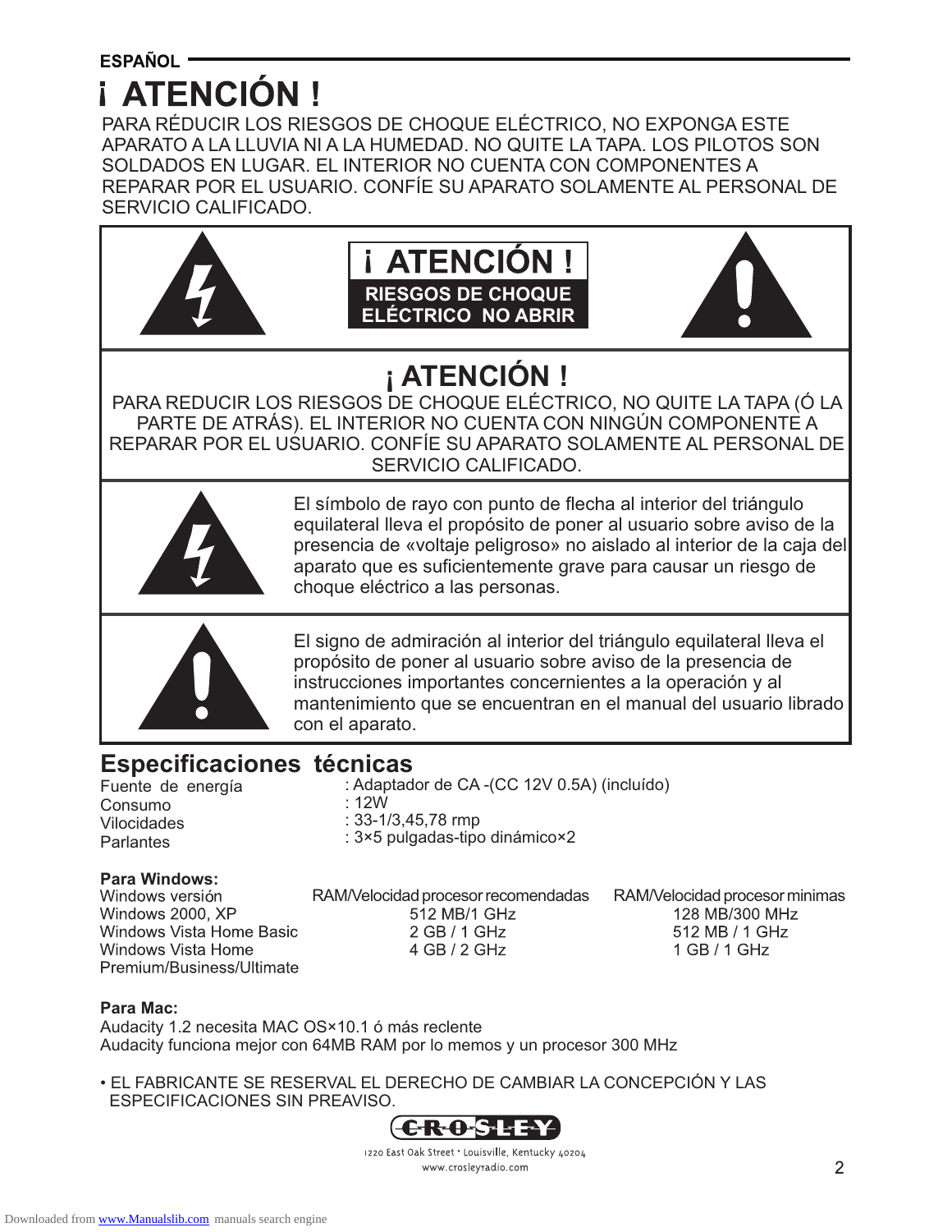ESPAÑOL

# ¡ ATENCIÓN !

PARA RÉDUCIR LOS RIESGOS DE CHOQUE ELÉCTRICO, NO EXPONGA ESTE APARATO A LA LLUVIA NI A LA HUMEDAD. NO QUITE LA TAPA. LOS PILOTOS SON SOLDADOS EN LUGAR. EL INTERIOR NO CUENTA CON COMPONENTES A REPARAR POR EL USUARIO. CONFÍE SU APARATO SOLAMENTE AL PERSONAL DE SERVICIO CALIFICADO.

**¡ ATENCIÓN !**

**RIESGOS DE CHOQUE ELÉCTRICO NO ABRIR**

## ¡ ATENCIÓN !

PARA REDUCIR LOS RIESGOS DE CHOQUE ELÉCTRICO, NO QUITE LA TAPA (Ó LA PARTE DE ATRÁS). EL INTERIOR NO CUENTA CON NINGÚN COMPONENTE A REPARAR POR EL USUARIO. CONFÍE SU APARATO SOLAMENTE AL PERSONAL DE SERVICIO CALIFICADO.

El símbolo de rayo con punto de flecha al interior del triángulo equilateral lleva el propósito de poner al usuario sobre aviso de la presencia de «voltaje peligroso» no aislado al interior de la caja del aparato que es suficientemente grave para causar un riesgo de choque eléctrico a las personas.

El signo de admiración al interior del triángulo equilateral lleva el propósito de poner al usuario sobre aviso de la presencia de instrucciones importantes concernientes a la operación y al mantenimiento que se encuentran en el manual del usuario librado con el aparato.

## Especificaciones técnicas

| | |
|---|---|
| Fuente de energía | : Adaptador de CA -(CC 12V 0.5A) (incluído) |
| Consumo | : 12W |
| Vilocidades | : 33-1/3,45,78 rmp |
| Parlantes | : 3×5 pulgadas-tipo dinámico×2 |

**Para Windows:**

| Windows versión | RAM/Velocidad procesor recomendadas | RAM/Velocidad procesor minimas |
|---|---|---|
| Windows 2000, XP | 512 MB/1 GHz | 128 MB/300 MHz |
| Windows Vista Home Basic | 2 GB / 1 GHz | 512 MB / 1 GHz |
| Windows Vista Home Premium/Business/Ultimate | 4 GB / 2 GHz | 1 GB / 1 GHz |

**Para Mac:**

Audacity 1.2 necesita MAC OS×10.1 ó más reclente
Audacity funciona mejor con 64MB RAM por lo memos y un procesor 300 MHz

• EL FABRICANTE SE RESERVAL EL DERECHO DE CAMBIAR LA CONCEPCIÓN Y LAS ESPECIFICACIONES SIN PREAVISO.

CROSLEY
1220 East Oak Street • Louisville, Kentucky 40204
www.crosleyradio.com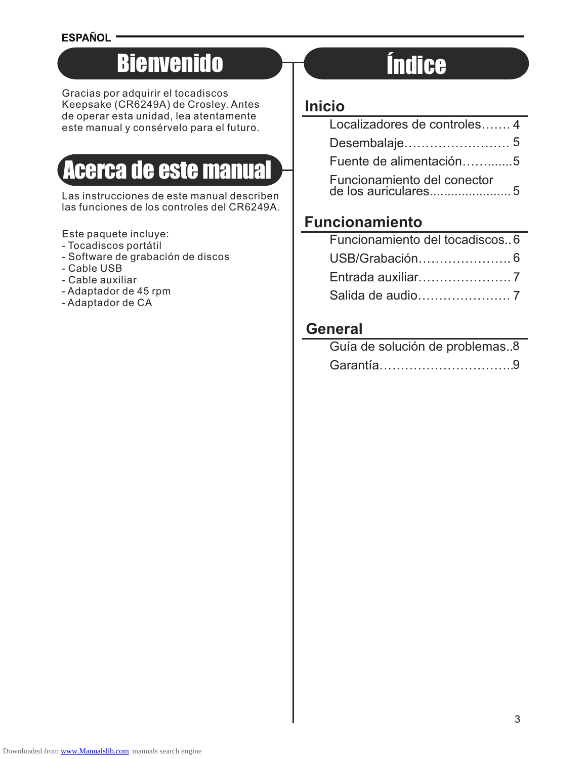ESPAÑOL

# Bienvenido

Gracias por adquirir el tocadiscos Keepsake (CR6249A) de Crosley. Antes de operar esta unidad, lea atentamente este manual y consérvelo para el futuro.

# Acerca de este manual

Las instrucciones de este manual describen las funciones de los controles del CR6249A.

Este paquete incluye:
- Tocadiscos portátil
- Software de grabación de discos
- Cable USB
- Cable auxiliar
- Adaptador de 45 rpm
- Adaptador de CA

# Índice

## Inicio

Localizadores de controles....... 4
Desembalaje......................... 5
Fuente de alimentación…….......5
Funcionamiento del conector de los auriculares....................... 5

## Funcionamiento

Funcionamiento del tocadiscos.. 6
USB/Grabación...................... 6
Entrada auxiliar...................... 7
Salida de audio...................... 7

## General

Guía de solución de problemas..8
Garantía...............................9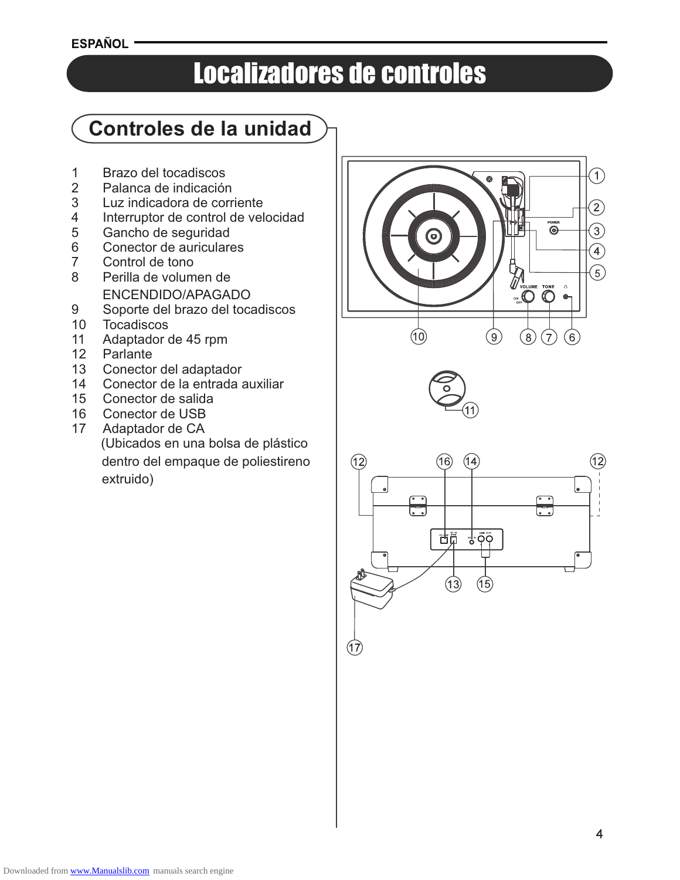# Localizadores de controles

## Controles de la unidad

1 Brazo del tocadiscos
2 Palanca de indicación
3 Luz indicadora de corriente
4 Interruptor de control de velocidad
5 Gancho de seguridad
6 Conector de auriculares
7 Control de tono
8 Perilla de volumen de ENCENDIDO/APAGADO
9 Soporte del brazo del tocadiscos
10 Tocadiscos
11 Adaptador de 45 rpm
12 Parlante
13 Conector del adaptador
14 Conector de la entrada auxiliar
15 Conector de salida
16 Conector de USB
17 Adaptador de CA (Ubicados en una bolsa de plástico dentro del empaque de poliestireno extruido)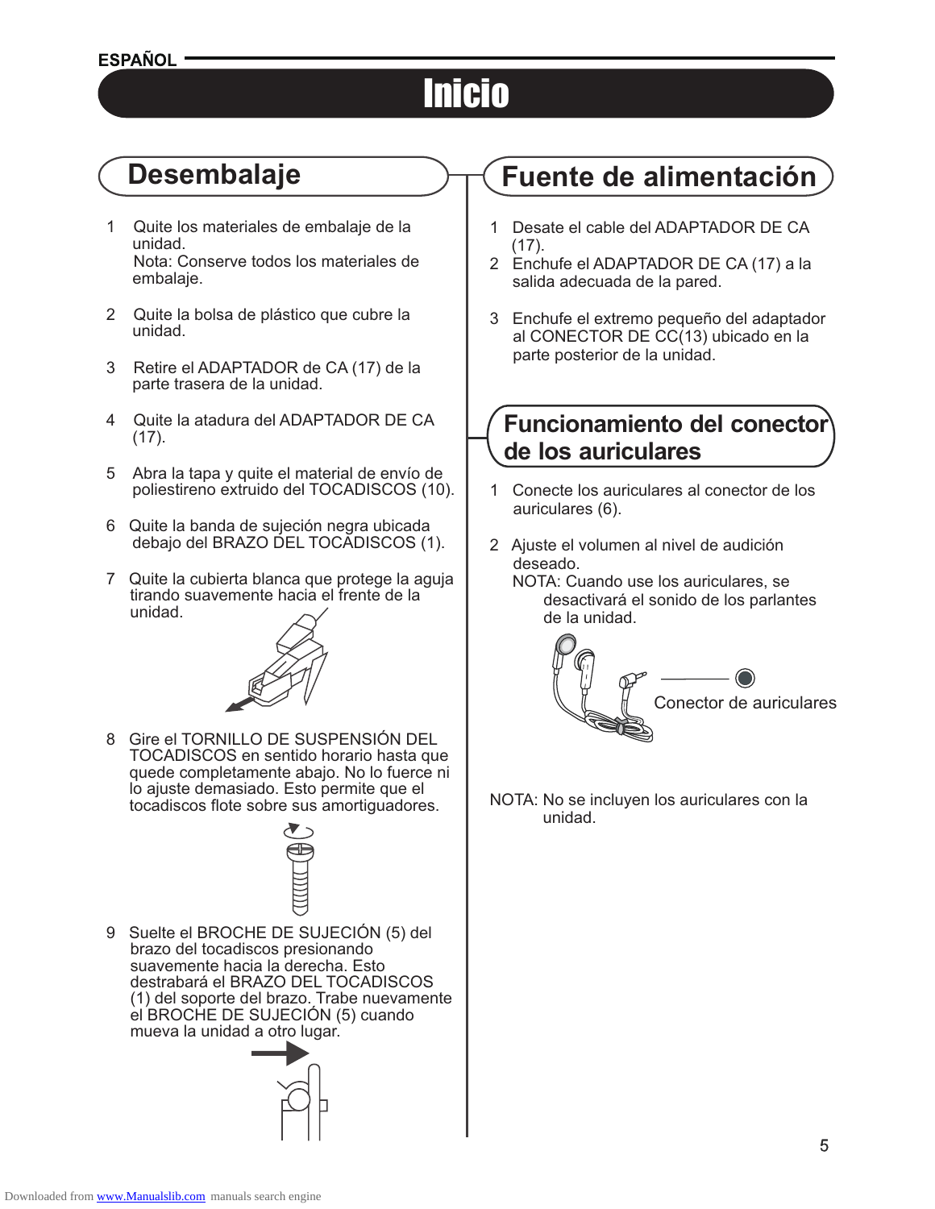ESPAÑOL

# Inicio

## Desembalaje

1. Quite los materiales de embalaje de la unidad.
   Nota: Conserve todos los materiales de embalaje.
2. Quite la bolsa de plástico que cubre la unidad.
3. Retire el ADAPTADOR de CA (17) de la parte trasera de la unidad.
4. Quite la atadura del ADAPTADOR DE CA (17).
5. Abra la tapa y quite el material de envío de poliestireno extruido del TOCADISCOS (10).
6. Quite la banda de sujeción negra ubicada debajo del BRAZO DEL TOCADISCOS (1).
7. Quite la cubierta blanca que protege la aguja tirando suavemente hacia el frente de la unidad.
8. Gire el TORNILLO DE SUSPENSIÓN DEL TOCADISCOS en sentido horario hasta que quede completamente abajo. No lo fuerce ni lo ajuste demasiado. Esto permite que el tocadiscos flote sobre sus amortiguadores.
9. Suelte el BROCHE DE SUJECIÓN (5) del brazo del tocadiscos presionando suavemente hacia la derecha. Esto destrabará el BRAZO DEL TOCADISCOS (1) del soporte del brazo. Trabe nuevamente el BROCHE DE SUJECIÓN (5) cuando mueva la unidad a otro lugar.

## Fuente de alimentación

1. Desate el cable del ADAPTADOR DE CA (17).
2. Enchufe el ADAPTADOR DE CA (17) a la salida adecuada de la pared.
3. Enchufe el extremo pequeño del adaptador al CONECTOR DE CC(13) ubicado en la parte posterior de la unidad.

## Funcionamiento del conector de los auriculares

1. Conecte los auriculares al conector de los auriculares (6).
2. Ajuste el volumen al nivel de audición deseado.
   NOTA: Cuando use los auriculares, se desactivará el sonido de los parlantes de la unidad.

Conector de auriculares

NOTA: No se incluyen los auriculares con la unidad.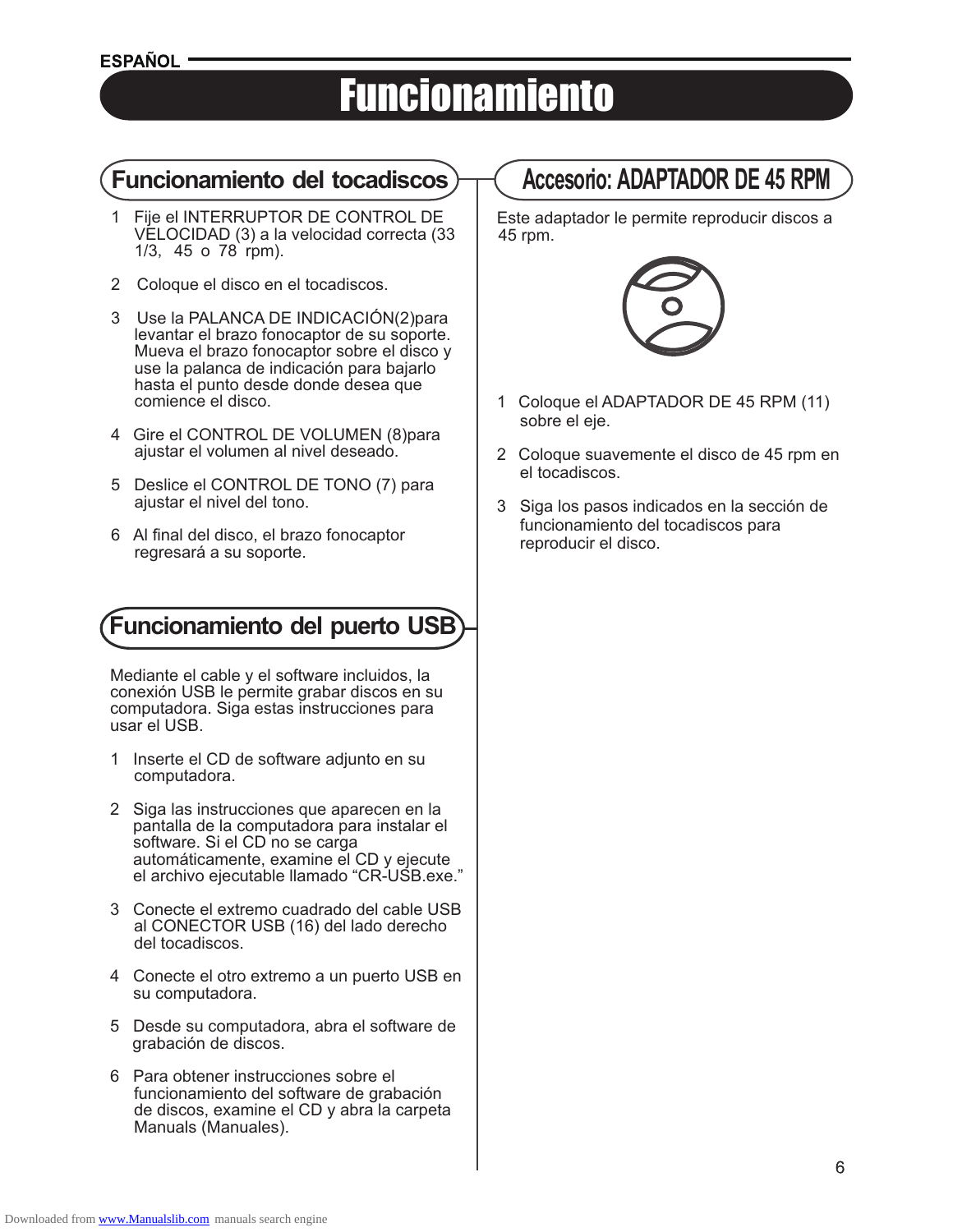# Funcionamiento

## Funcionamiento del tocadiscos

1. Fije el INTERRUPTOR DE CONTROL DE VELOCIDAD (3) a la velocidad correcta (33 1/3, 45 o 78 rpm).
2. Coloque el disco en el tocadiscos.
3. Use la PALANCA DE INDICACIÓN(2)para levantar el brazo fonocaptor de su soporte. Mueva el brazo fonocaptor sobre el disco y use la palanca de indicación para bajarlo hasta el punto desde donde desea que comience el disco.
4. Gire el CONTROL DE VOLUMEN (8)para ajustar el volumen al nivel deseado.
5. Deslice el CONTROL DE TONO (7) para ajustar el nivel del tono.
6. Al final del disco, el brazo fonocaptor regresará a su soporte.

## Funcionamiento del puerto USB

Mediante el cable y el software incluidos, la conexión USB le permite grabar discos en su computadora. Siga estas instrucciones para usar el USB.

1. Inserte el CD de software adjunto en su computadora.
2. Siga las instrucciones que aparecen en la pantalla de la computadora para instalar el software. Si el CD no se carga automáticamente, examine el CD y ejecute el archivo ejecutable llamado "CR-USB.exe."
3. Conecte el extremo cuadrado del cable USB al CONECTOR USB (16) del lado derecho del tocadiscos.
4. Conecte el otro extremo a un puerto USB en su computadora.
5. Desde su computadora, abra el software de grabación de discos.
6. Para obtener instrucciones sobre el funcionamiento del software de grabación de discos, examine el CD y abra la carpeta Manuals (Manuales).

## Accesorio: ADAPTADOR DE 45 RPM

Este adaptador le permite reproducir discos a 45 rpm.

1. Coloque el ADAPTADOR DE 45 RPM (11) sobre el eje.
2. Coloque suavemente el disco de 45 rpm en el tocadiscos.
3. Siga los pasos indicados en la sección de funcionamiento del tocadiscos para reproducir el disco.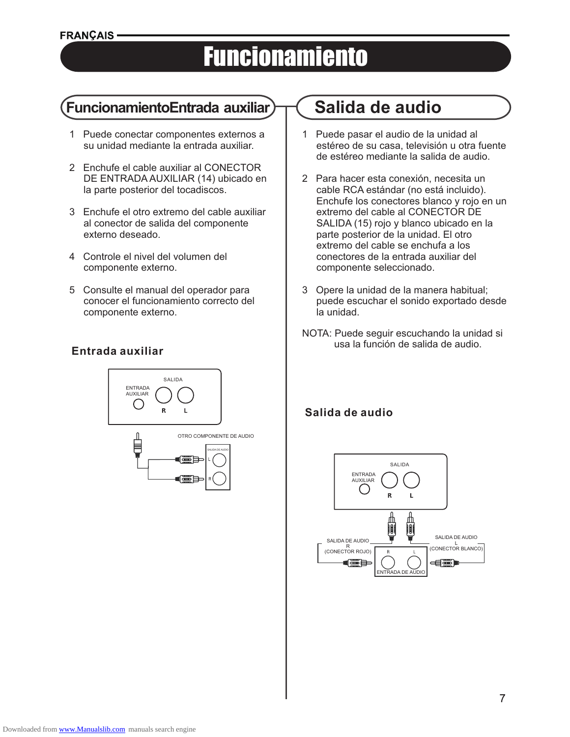# Funcionamiento

## FuncionamientoEntrada auxiliar

1. Puede conectar componentes externos a su unidad mediante la entrada auxiliar.
2. Enchufe el cable auxiliar al CONECTOR DE ENTRADA AUXILIAR (14) ubicado en la parte posterior del tocadiscos.
3. Enchufe el otro extremo del cable auxiliar al conector de salida del componente externo deseado.
4. Controle el nivel del volumen del componente externo.
5. Consulte el manual del operador para conocer el funcionamiento correcto del componente externo.

### Entrada auxiliar

SALIDA
ENTRADA AUXILIAR
R L
OTRO COMPONENTE DE AUDIO
SALIDA DE AUDIO
L
R

## Salida de audio

1. Puede pasar el audio de la unidad al estéreo de su casa, televisión u otra fuente de estéreo mediante la salida de audio.
2. Para hacer esta conexión, necesita un cable RCA estándar (no está incluido). Enchufe los conectores blanco y rojo en un extremo del cable al CONECTOR DE SALIDA (15) rojo y blanco ubicado en la parte posterior de la unidad. El otro extremo del cable se enchufa a los conectores de la entrada auxiliar del componente seleccionado.
3. Opere la unidad de la manera habitual; puede escuchar el sonido exportado desde la unidad.

NOTA: Puede seguir escuchando la unidad si usa la función de salida de audio.

### Salida de audio

SALIDA
ENTRADA AUXILIAR
R L
SALIDA DE AUDIO R (CONECTOR ROJO)
SALIDA DE AUDIO L (CONECTOR BLANCO)
R L
ENTRADA DE AUDIO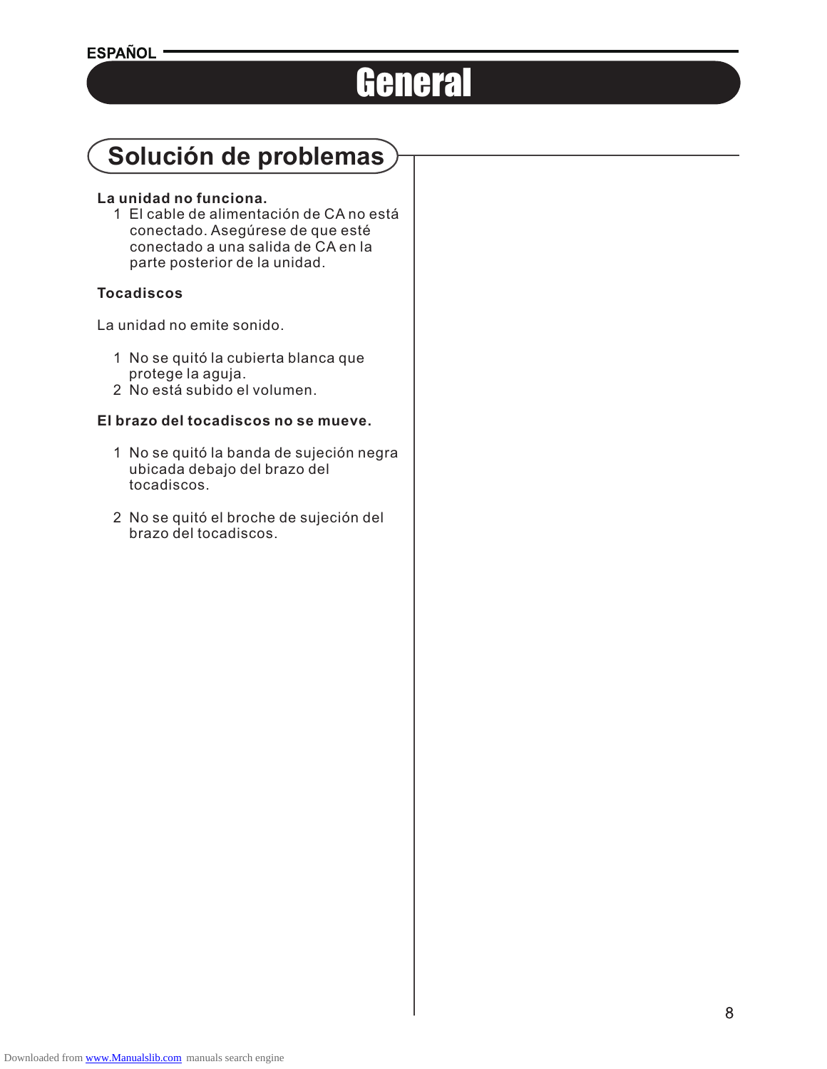ESPAÑOL

# General

## Solución de problemas

**La unidad no funciona.**

1. El cable de alimentación de CA no está conectado. Asegúrese de que esté conectado a una salida de CA en la parte posterior de la unidad.

**Tocadiscos**

La unidad no emite sonido.

1. No se quitó la cubierta blanca que protege la aguja.
2. No está subido el volumen.

**El brazo del tocadiscos no se mueve.**

1. No se quitó la banda de sujeción negra ubicada debajo del brazo del tocadiscos.
2. No se quitó el broche de sujeción del brazo del tocadiscos.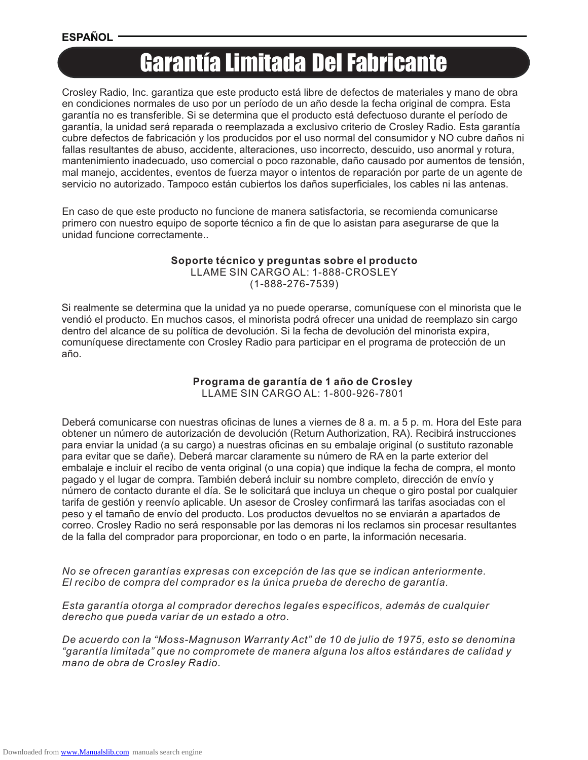**ESPAÑOL**

# Garantía Limitada Del Fabricante

Crosley Radio, Inc. garantiza que este producto está libre de defectos de materiales y mano de obra en condiciones normales de uso por un período de un año desde la fecha original de compra. Esta garantía no es transferible. Si se determina que el producto está defectuoso durante el período de garantía, la unidad será reparada o reemplazada a exclusivo criterio de Crosley Radio. Esta garantía cubre defectos de fabricación y los producidos por el uso normal del consumidor y NO cubre daños ni fallas resultantes de abuso, accidente, alteraciones, uso incorrecto, descuido, uso anormal y rotura, mantenimiento inadecuado, uso comercial o poco razonable, daño causado por aumentos de tensión, mal manejo, accidentes, eventos de fuerza mayor o intentos de reparación por parte de un agente de servicio no autorizado. Tampoco están cubiertos los daños superficiales, los cables ni las antenas.

En caso de que este producto no funcione de manera satisfactoria, se recomienda comunicarse primero con nuestro equipo de soporte técnico a fin de que lo asistan para asegurarse de que la unidad funcione correctamente..

**Soporte técnico y preguntas sobre el producto**
LLAME SIN CARGO AL: 1-888-CROSLEY
(1-888-276-7539)

Si realmente se determina que la unidad ya no puede operarse, comuníquese con el minorista que le vendió el producto. En muchos casos, el minorista podrá ofrecer una unidad de reemplazo sin cargo dentro del alcance de su política de devolución. Si la fecha de devolución del minorista expira, comuníquese directamente con Crosley Radio para participar en el programa de protección de un año.

**Programa de garantía de 1 año de Crosley**
LLAME SIN CARGO AL: 1-800-926-7801

Deberá comunicarse con nuestras oficinas de lunes a viernes de 8 a. m. a 5 p. m. Hora del Este para obtener un número de autorización de devolución (Return Authorization, RA). Recibirá instrucciones para enviar la unidad (a su cargo) a nuestras oficinas en su embalaje original (o sustituto razonable para evitar que se dañe). Deberá marcar claramente su número de RA en la parte exterior del embalaje e incluir el recibo de venta original (o una copia) que indique la fecha de compra, el monto pagado y el lugar de compra. También deberá incluir su nombre completo, dirección de envío y número de contacto durante el día. Se le solicitará que incluya un cheque o giro postal por cualquier tarifa de gestión y reenvío aplicable. Un asesor de Crosley confirmará las tarifas asociadas con el peso y el tamaño de envío del producto. Los productos devueltos no se enviarán a apartados de correo. Crosley Radio no será responsable por las demoras ni los reclamos sin procesar resultantes de la falla del comprador para proporcionar, en todo o en parte, la información necesaria.

*No se ofrecen garantías expresas con excepción de las que se indican anteriormente.*
*El recibo de compra del comprador es la única prueba de derecho de garantía.*

*Esta garantía otorga al comprador derechos legales específicos, además de cualquier derecho que pueda variar de un estado a otro.*

*De acuerdo con la "Moss-Magnuson Warranty Act" de 10 de julio de 1975, esto se denomina "garantía limitada" que no compromete de manera alguna los altos estándares de calidad y mano de obra de Crosley Radio.*